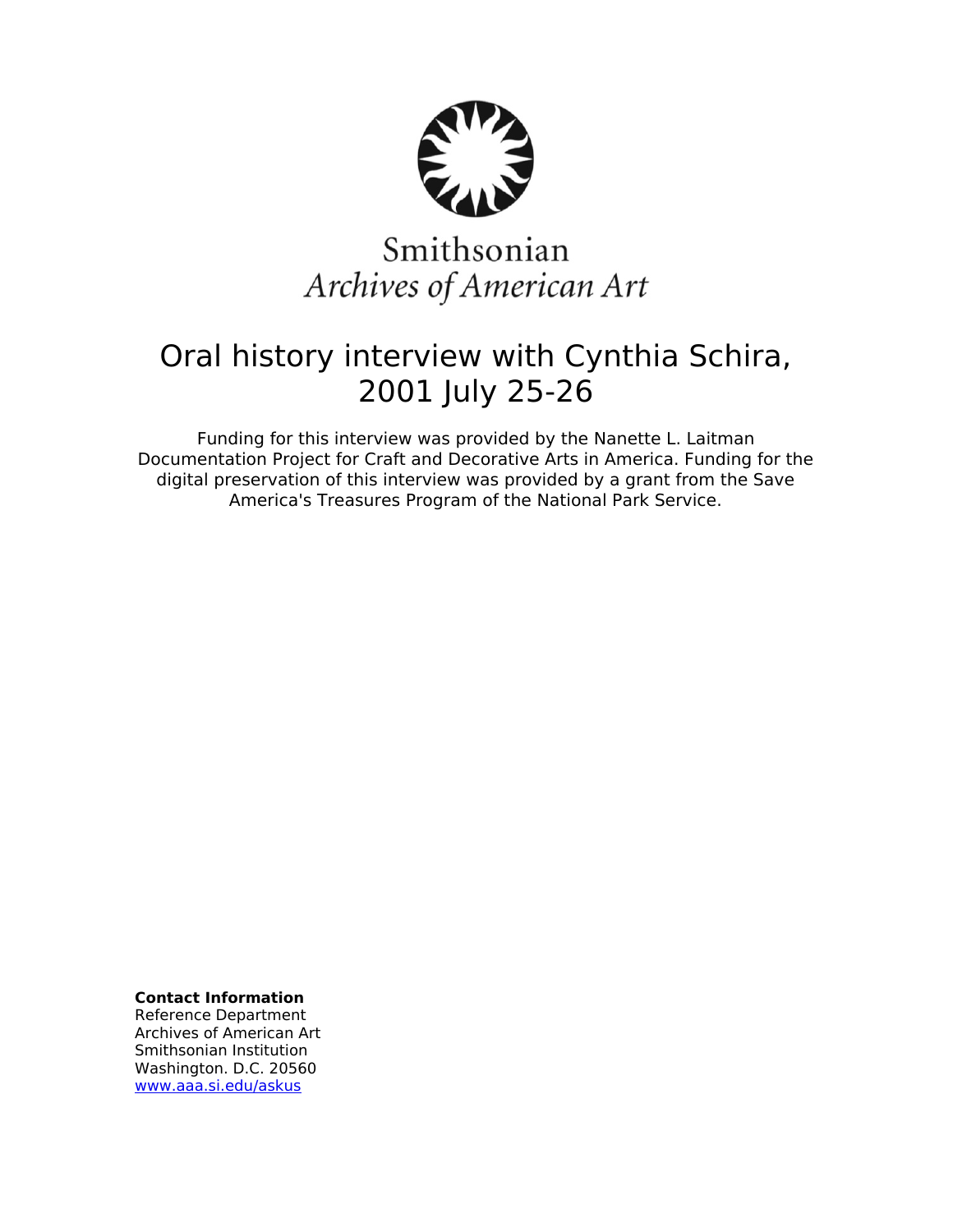Smithsonian
*Archives of American Art*

# Oral history interview with Cynthia Schira, 2001 July 25-26

Funding for this interview was provided by the Nanette L. Laitman Documentation Project for Craft and Decorative Arts in America. Funding for the digital preservation of this interview was provided by a grant from the Save America's Treasures Program of the National Park Service.

**Contact Information**
Reference Department
Archives of American Art
Smithsonian Institution
Washington. D.C. 20560
www.aaa.si.edu/askus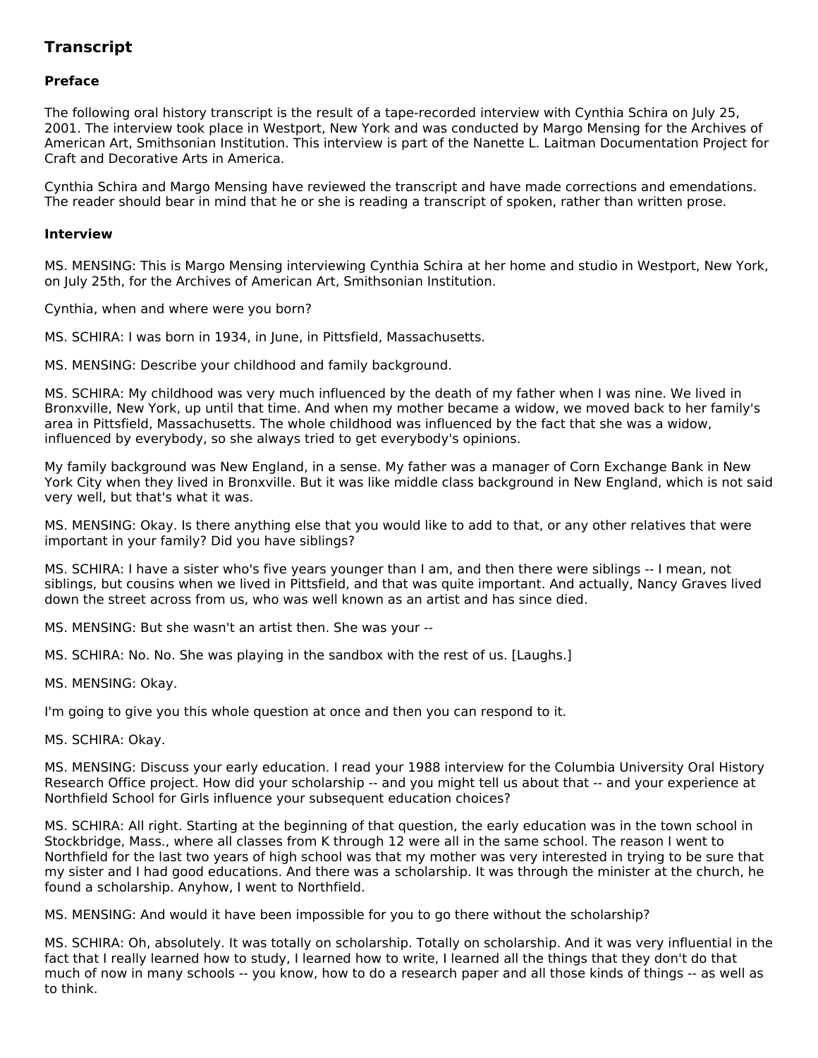## Transcript

### Preface

The following oral history transcript is the result of a tape-recorded interview with Cynthia Schira on July 25, 2001. The interview took place in Westport, New York and was conducted by Margo Mensing for the Archives of American Art, Smithsonian Institution. This interview is part of the Nanette L. Laitman Documentation Project for Craft and Decorative Arts in America.

Cynthia Schira and Margo Mensing have reviewed the transcript and have made corrections and emendations. The reader should bear in mind that he or she is reading a transcript of spoken, rather than written prose.

### Interview

MS. MENSING: This is Margo Mensing interviewing Cynthia Schira at her home and studio in Westport, New York, on July 25th, for the Archives of American Art, Smithsonian Institution.

Cynthia, when and where were you born?

MS. SCHIRA: I was born in 1934, in June, in Pittsfield, Massachusetts.

MS. MENSING: Describe your childhood and family background.

MS. SCHIRA: My childhood was very much influenced by the death of my father when I was nine. We lived in Bronxville, New York, up until that time. And when my mother became a widow, we moved back to her family's area in Pittsfield, Massachusetts. The whole childhood was influenced by the fact that she was a widow, influenced by everybody, so she always tried to get everybody's opinions.

My family background was New England, in a sense. My father was a manager of Corn Exchange Bank in New York City when they lived in Bronxville. But it was like middle class background in New England, which is not said very well, but that's what it was.

MS. MENSING: Okay. Is there anything else that you would like to add to that, or any other relatives that were important in your family? Did you have siblings?

MS. SCHIRA: I have a sister who's five years younger than I am, and then there were siblings -- I mean, not siblings, but cousins when we lived in Pittsfield, and that was quite important. And actually, Nancy Graves lived down the street across from us, who was well known as an artist and has since died.

MS. MENSING: But she wasn't an artist then. She was your --

MS. SCHIRA: No. No. She was playing in the sandbox with the rest of us. [Laughs.]

MS. MENSING: Okay.

I'm going to give you this whole question at once and then you can respond to it.

MS. SCHIRA: Okay.

MS. MENSING: Discuss your early education. I read your 1988 interview for the Columbia University Oral History Research Office project. How did your scholarship -- and you might tell us about that -- and your experience at Northfield School for Girls influence your subsequent education choices?

MS. SCHIRA: All right. Starting at the beginning of that question, the early education was in the town school in Stockbridge, Mass., where all classes from K through 12 were all in the same school. The reason I went to Northfield for the last two years of high school was that my mother was very interested in trying to be sure that my sister and I had good educations. And there was a scholarship. It was through the minister at the church, he found a scholarship. Anyhow, I went to Northfield.

MS. MENSING: And would it have been impossible for you to go there without the scholarship?

MS. SCHIRA: Oh, absolutely. It was totally on scholarship. Totally on scholarship. And it was very influential in the fact that I really learned how to study, I learned how to write, I learned all the things that they don't do that much of now in many schools -- you know, how to do a research paper and all those kinds of things -- as well as to think.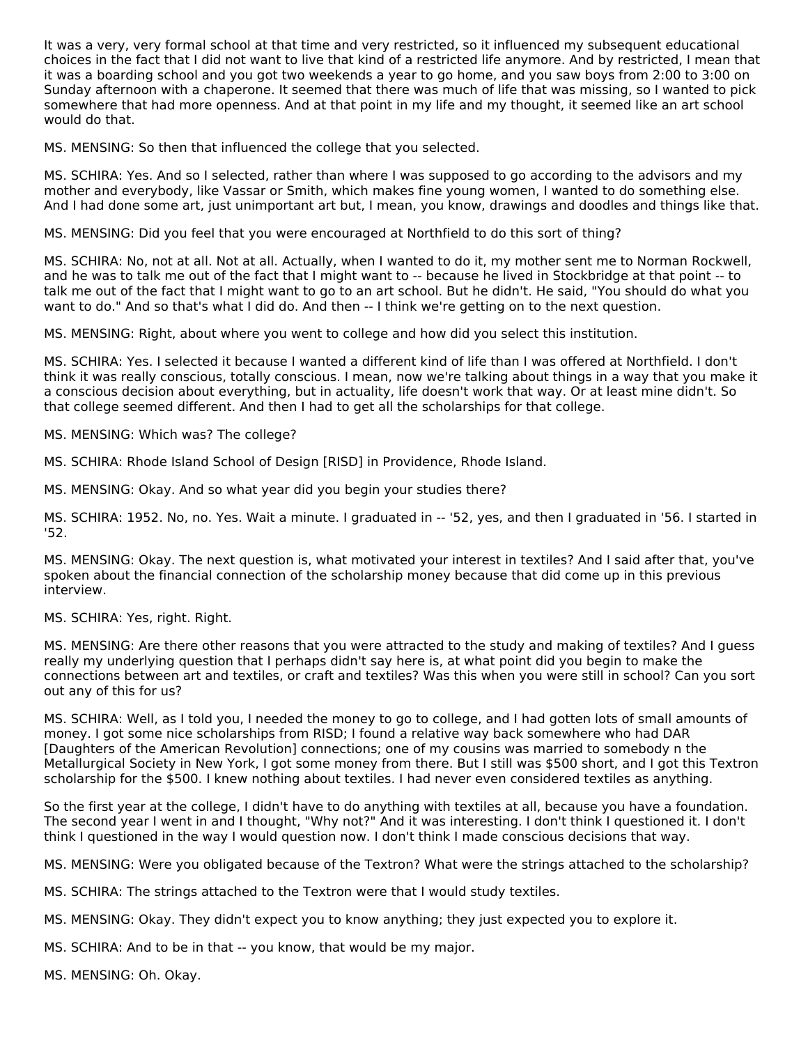It was a very, very formal school at that time and very restricted, so it influenced my subsequent educational choices in the fact that I did not want to live that kind of a restricted life anymore. And by restricted, I mean that it was a boarding school and you got two weekends a year to go home, and you saw boys from 2:00 to 3:00 on Sunday afternoon with a chaperone. It seemed that there was much of life that was missing, so I wanted to pick somewhere that had more openness. And at that point in my life and my thought, it seemed like an art school would do that.

MS. MENSING: So then that influenced the college that you selected.

MS. SCHIRA: Yes. And so I selected, rather than where I was supposed to go according to the advisors and my mother and everybody, like Vassar or Smith, which makes fine young women, I wanted to do something else. And I had done some art, just unimportant art but, I mean, you know, drawings and doodles and things like that.

MS. MENSING: Did you feel that you were encouraged at Northfield to do this sort of thing?

MS. SCHIRA: No, not at all. Not at all. Actually, when I wanted to do it, my mother sent me to Norman Rockwell, and he was to talk me out of the fact that I might want to -- because he lived in Stockbridge at that point -- to talk me out of the fact that I might want to go to an art school. But he didn't. He said, "You should do what you want to do." And so that's what I did do. And then -- I think we're getting on to the next question.

MS. MENSING: Right, about where you went to college and how did you select this institution.

MS. SCHIRA: Yes. I selected it because I wanted a different kind of life than I was offered at Northfield. I don't think it was really conscious, totally conscious. I mean, now we're talking about things in a way that you make it a conscious decision about everything, but in actuality, life doesn't work that way. Or at least mine didn't. So that college seemed different. And then I had to get all the scholarships for that college.

MS. MENSING: Which was? The college?

MS. SCHIRA: Rhode Island School of Design [RISD] in Providence, Rhode Island.

MS. MENSING: Okay. And so what year did you begin your studies there?

MS. SCHIRA: 1952. No, no. Yes. Wait a minute. I graduated in -- '52, yes, and then I graduated in '56. I started in '52.

MS. MENSING: Okay. The next question is, what motivated your interest in textiles? And I said after that, you've spoken about the financial connection of the scholarship money because that did come up in this previous interview.

MS. SCHIRA: Yes, right. Right.

MS. MENSING: Are there other reasons that you were attracted to the study and making of textiles? And I guess really my underlying question that I perhaps didn't say here is, at what point did you begin to make the connections between art and textiles, or craft and textiles? Was this when you were still in school? Can you sort out any of this for us?

MS. SCHIRA: Well, as I told you, I needed the money to go to college, and I had gotten lots of small amounts of money. I got some nice scholarships from RISD; I found a relative way back somewhere who had DAR [Daughters of the American Revolution] connections; one of my cousins was married to somebody n the Metallurgical Society in New York, I got some money from there. But I still was $500 short, and I got this Textron scholarship for the $500. I knew nothing about textiles. I had never even considered textiles as anything.

So the first year at the college, I didn't have to do anything with textiles at all, because you have a foundation. The second year I went in and I thought, "Why not?" And it was interesting. I don't think I questioned it. I don't think I questioned in the way I would question now. I don't think I made conscious decisions that way.

MS. MENSING: Were you obligated because of the Textron? What were the strings attached to the scholarship?

MS. SCHIRA: The strings attached to the Textron were that I would study textiles.

MS. MENSING: Okay. They didn't expect you to know anything; they just expected you to explore it.

MS. SCHIRA: And to be in that -- you know, that would be my major.

MS. MENSING: Oh. Okay.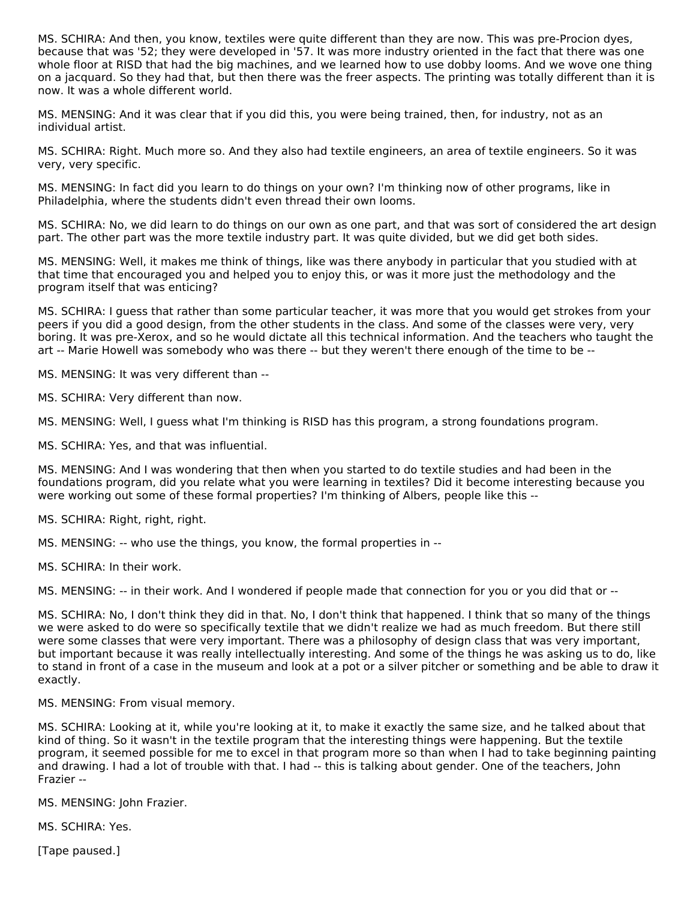MS. SCHIRA: And then, you know, textiles were quite different than they are now. This was pre-Procion dyes, because that was '52; they were developed in '57. It was more industry oriented in the fact that there was one whole floor at RISD that had the big machines, and we learned how to use dobby looms. And we wove one thing on a jacquard. So they had that, but then there was the freer aspects. The printing was totally different than it is now. It was a whole different world.

MS. MENSING: And it was clear that if you did this, you were being trained, then, for industry, not as an individual artist.

MS. SCHIRA: Right. Much more so. And they also had textile engineers, an area of textile engineers. So it was very, very specific.

MS. MENSING: In fact did you learn to do things on your own? I'm thinking now of other programs, like in Philadelphia, where the students didn't even thread their own looms.

MS. SCHIRA: No, we did learn to do things on our own as one part, and that was sort of considered the art design part. The other part was the more textile industry part. It was quite divided, but we did get both sides.

MS. MENSING: Well, it makes me think of things, like was there anybody in particular that you studied with at that time that encouraged you and helped you to enjoy this, or was it more just the methodology and the program itself that was enticing?

MS. SCHIRA: I guess that rather than some particular teacher, it was more that you would get strokes from your peers if you did a good design, from the other students in the class. And some of the classes were very, very boring. It was pre-Xerox, and so he would dictate all this technical information. And the teachers who taught the art -- Marie Howell was somebody who was there -- but they weren't there enough of the time to be --

MS. MENSING: It was very different than --

MS. SCHIRA: Very different than now.

MS. MENSING: Well, I guess what I'm thinking is RISD has this program, a strong foundations program.

MS. SCHIRA: Yes, and that was influential.

MS. MENSING: And I was wondering that then when you started to do textile studies and had been in the foundations program, did you relate what you were learning in textiles? Did it become interesting because you were working out some of these formal properties? I'm thinking of Albers, people like this --

MS. SCHIRA: Right, right, right.

MS. MENSING: -- who use the things, you know, the formal properties in --

MS. SCHIRA: In their work.

MS. MENSING: -- in their work. And I wondered if people made that connection for you or you did that or --

MS. SCHIRA: No, I don't think they did in that. No, I don't think that happened. I think that so many of the things we were asked to do were so specifically textile that we didn't realize we had as much freedom. But there still were some classes that were very important. There was a philosophy of design class that was very important, but important because it was really intellectually interesting. And some of the things he was asking us to do, like to stand in front of a case in the museum and look at a pot or a silver pitcher or something and be able to draw it exactly.

MS. MENSING: From visual memory.

MS. SCHIRA: Looking at it, while you're looking at it, to make it exactly the same size, and he talked about that kind of thing. So it wasn't in the textile program that the interesting things were happening. But the textile program, it seemed possible for me to excel in that program more so than when I had to take beginning painting and drawing. I had a lot of trouble with that. I had -- this is talking about gender. One of the teachers, John Frazier --

MS. MENSING: John Frazier.

MS. SCHIRA: Yes.

[Tape paused.]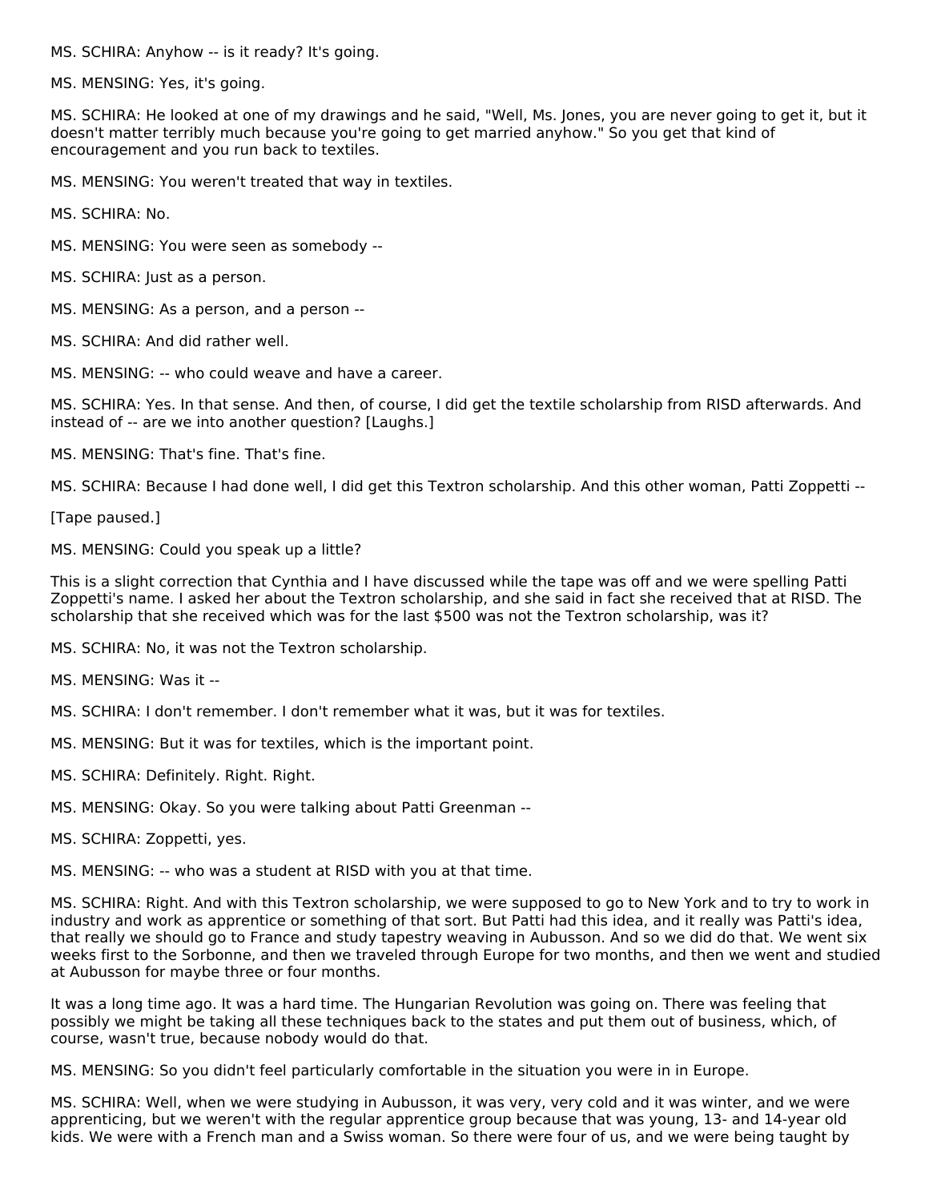MS. SCHIRA: Anyhow -- is it ready? It's going.

MS. MENSING: Yes, it's going.

MS. SCHIRA: He looked at one of my drawings and he said, "Well, Ms. Jones, you are never going to get it, but it doesn't matter terribly much because you're going to get married anyhow." So you get that kind of encouragement and you run back to textiles.

MS. MENSING: You weren't treated that way in textiles.

MS. SCHIRA: No.

MS. MENSING: You were seen as somebody --

MS. SCHIRA: Just as a person.

MS. MENSING: As a person, and a person --

MS. SCHIRA: And did rather well.

MS. MENSING: -- who could weave and have a career.

MS. SCHIRA: Yes. In that sense. And then, of course, I did get the textile scholarship from RISD afterwards. And instead of -- are we into another question? [Laughs.]

MS. MENSING: That's fine. That's fine.

MS. SCHIRA: Because I had done well, I did get this Textron scholarship. And this other woman, Patti Zoppetti --

[Tape paused.]

MS. MENSING: Could you speak up a little?

This is a slight correction that Cynthia and I have discussed while the tape was off and we were spelling Patti Zoppetti's name. I asked her about the Textron scholarship, and she said in fact she received that at RISD. The scholarship that she received which was for the last $500 was not the Textron scholarship, was it?

MS. SCHIRA: No, it was not the Textron scholarship.

MS. MENSING: Was it --

MS. SCHIRA: I don't remember. I don't remember what it was, but it was for textiles.

MS. MENSING: But it was for textiles, which is the important point.

MS. SCHIRA: Definitely. Right. Right.

MS. MENSING: Okay. So you were talking about Patti Greenman --

MS. SCHIRA: Zoppetti, yes.

MS. MENSING: -- who was a student at RISD with you at that time.

MS. SCHIRA: Right. And with this Textron scholarship, we were supposed to go to New York and to try to work in industry and work as apprentice or something of that sort. But Patti had this idea, and it really was Patti's idea, that really we should go to France and study tapestry weaving in Aubusson. And so we did do that. We went six weeks first to the Sorbonne, and then we traveled through Europe for two months, and then we went and studied at Aubusson for maybe three or four months.

It was a long time ago. It was a hard time. The Hungarian Revolution was going on. There was feeling that possibly we might be taking all these techniques back to the states and put them out of business, which, of course, wasn't true, because nobody would do that.

MS. MENSING: So you didn't feel particularly comfortable in the situation you were in in Europe.

MS. SCHIRA: Well, when we were studying in Aubusson, it was very, very cold and it was winter, and we were apprenticing, but we weren't with the regular apprentice group because that was young, 13- and 14-year old kids. We were with a French man and a Swiss woman. So there were four of us, and we were being taught by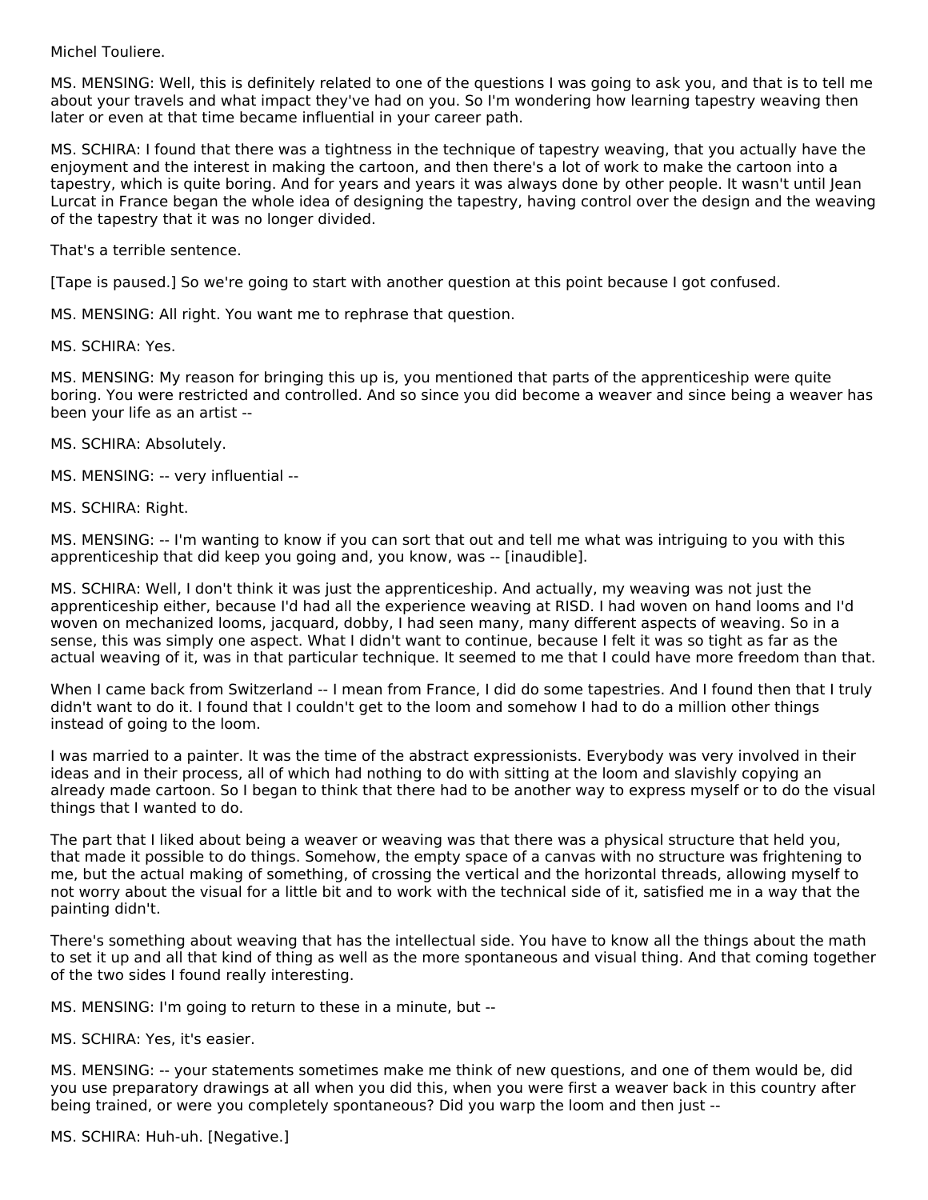Michel Touliere.

MS. MENSING: Well, this is definitely related to one of the questions I was going to ask you, and that is to tell me about your travels and what impact they've had on you. So I'm wondering how learning tapestry weaving then later or even at that time became influential in your career path.

MS. SCHIRA: I found that there was a tightness in the technique of tapestry weaving, that you actually have the enjoyment and the interest in making the cartoon, and then there's a lot of work to make the cartoon into a tapestry, which is quite boring. And for years and years it was always done by other people. It wasn't until Jean Lurcat in France began the whole idea of designing the tapestry, having control over the design and the weaving of the tapestry that it was no longer divided.

That's a terrible sentence.

[Tape is paused.] So we're going to start with another question at this point because I got confused.

MS. MENSING: All right. You want me to rephrase that question.

MS. SCHIRA: Yes.

MS. MENSING: My reason for bringing this up is, you mentioned that parts of the apprenticeship were quite boring. You were restricted and controlled. And so since you did become a weaver and since being a weaver has been your life as an artist --

MS. SCHIRA: Absolutely.

MS. MENSING: -- very influential --

MS. SCHIRA: Right.

MS. MENSING: -- I'm wanting to know if you can sort that out and tell me what was intriguing to you with this apprenticeship that did keep you going and, you know, was -- [inaudible].

MS. SCHIRA: Well, I don't think it was just the apprenticeship. And actually, my weaving was not just the apprenticeship either, because I'd had all the experience weaving at RISD. I had woven on hand looms and I'd woven on mechanized looms, jacquard, dobby, I had seen many, many different aspects of weaving. So in a sense, this was simply one aspect. What I didn't want to continue, because I felt it was so tight as far as the actual weaving of it, was in that particular technique. It seemed to me that I could have more freedom than that.

When I came back from Switzerland -- I mean from France, I did do some tapestries. And I found then that I truly didn't want to do it. I found that I couldn't get to the loom and somehow I had to do a million other things instead of going to the loom.

I was married to a painter. It was the time of the abstract expressionists. Everybody was very involved in their ideas and in their process, all of which had nothing to do with sitting at the loom and slavishly copying an already made cartoon. So I began to think that there had to be another way to express myself or to do the visual things that I wanted to do.

The part that I liked about being a weaver or weaving was that there was a physical structure that held you, that made it possible to do things. Somehow, the empty space of a canvas with no structure was frightening to me, but the actual making of something, of crossing the vertical and the horizontal threads, allowing myself to not worry about the visual for a little bit and to work with the technical side of it, satisfied me in a way that the painting didn't.

There's something about weaving that has the intellectual side. You have to know all the things about the math to set it up and all that kind of thing as well as the more spontaneous and visual thing. And that coming together of the two sides I found really interesting.

MS. MENSING: I'm going to return to these in a minute, but --

MS. SCHIRA: Yes, it's easier.

MS. MENSING: -- your statements sometimes make me think of new questions, and one of them would be, did you use preparatory drawings at all when you did this, when you were first a weaver back in this country after being trained, or were you completely spontaneous? Did you warp the loom and then just --

MS. SCHIRA: Huh-uh. [Negative.]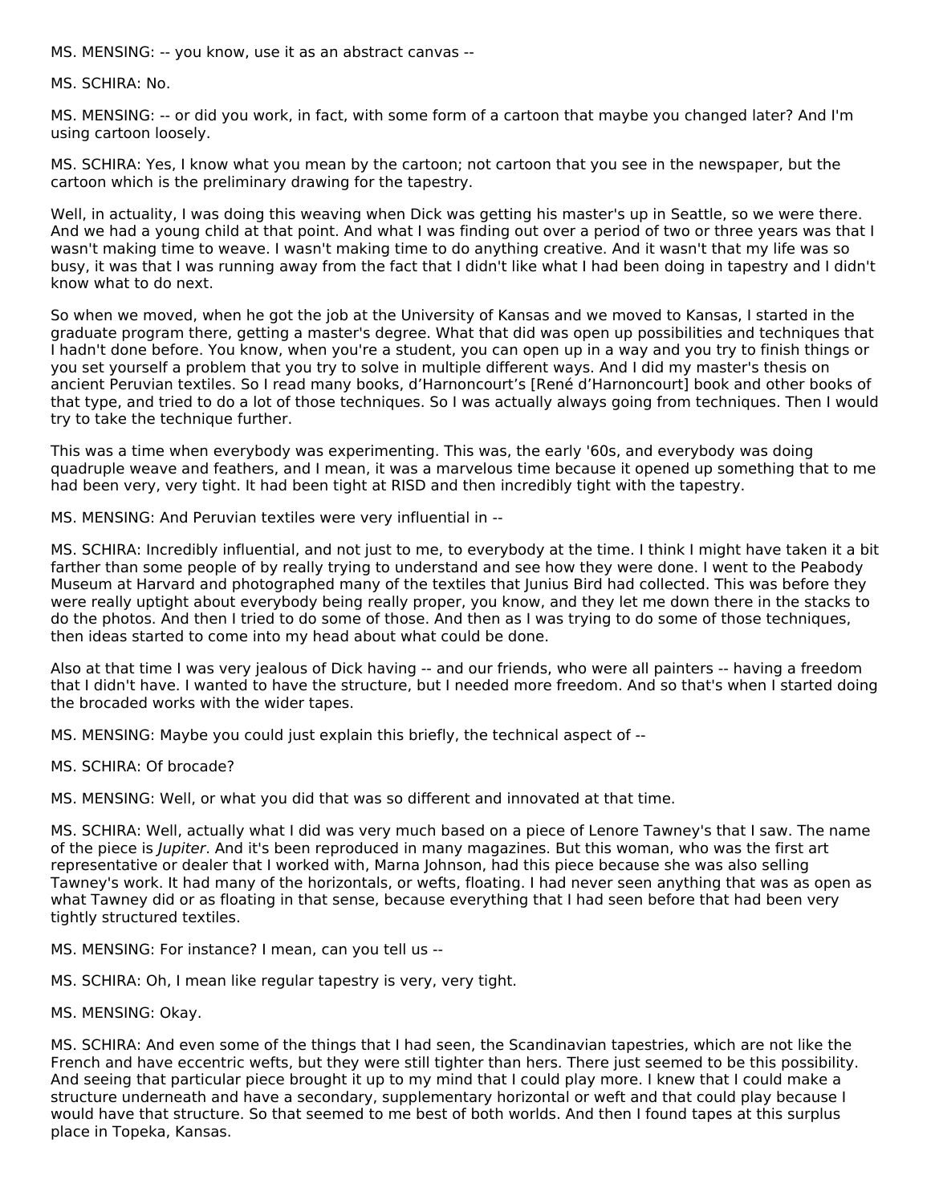MS. MENSING: -- you know, use it as an abstract canvas --

MS. SCHIRA: No.

MS. MENSING: -- or did you work, in fact, with some form of a cartoon that maybe you changed later? And I'm using cartoon loosely.

MS. SCHIRA: Yes, I know what you mean by the cartoon; not cartoon that you see in the newspaper, but the cartoon which is the preliminary drawing for the tapestry.

Well, in actuality, I was doing this weaving when Dick was getting his master's up in Seattle, so we were there. And we had a young child at that point. And what I was finding out over a period of two or three years was that I wasn't making time to weave. I wasn't making time to do anything creative. And it wasn't that my life was so busy, it was that I was running away from the fact that I didn't like what I had been doing in tapestry and I didn't know what to do next.

So when we moved, when he got the job at the University of Kansas and we moved to Kansas, I started in the graduate program there, getting a master's degree. What that did was open up possibilities and techniques that I hadn't done before. You know, when you're a student, you can open up in a way and you try to finish things or you set yourself a problem that you try to solve in multiple different ways. And I did my master's thesis on ancient Peruvian textiles. So I read many books, d'Harnoncourt's [René d'Harnoncourt] book and other books of that type, and tried to do a lot of those techniques. So I was actually always going from techniques. Then I would try to take the technique further.

This was a time when everybody was experimenting. This was, the early '60s, and everybody was doing quadruple weave and feathers, and I mean, it was a marvelous time because it opened up something that to me had been very, very tight. It had been tight at RISD and then incredibly tight with the tapestry.

MS. MENSING: And Peruvian textiles were very influential in --

MS. SCHIRA: Incredibly influential, and not just to me, to everybody at the time. I think I might have taken it a bit farther than some people of by really trying to understand and see how they were done. I went to the Peabody Museum at Harvard and photographed many of the textiles that Junius Bird had collected. This was before they were really uptight about everybody being really proper, you know, and they let me down there in the stacks to do the photos. And then I tried to do some of those. And then as I was trying to do some of those techniques, then ideas started to come into my head about what could be done.

Also at that time I was very jealous of Dick having -- and our friends, who were all painters -- having a freedom that I didn't have. I wanted to have the structure, but I needed more freedom. And so that's when I started doing the brocaded works with the wider tapes.

MS. MENSING: Maybe you could just explain this briefly, the technical aspect of --

MS. SCHIRA: Of brocade?

MS. MENSING: Well, or what you did that was so different and innovated at that time.

MS. SCHIRA: Well, actually what I did was very much based on a piece of Lenore Tawney's that I saw. The name of the piece is *Jupiter*. And it's been reproduced in many magazines. But this woman, who was the first art representative or dealer that I worked with, Marna Johnson, had this piece because she was also selling Tawney's work. It had many of the horizontals, or wefts, floating. I had never seen anything that was as open as what Tawney did or as floating in that sense, because everything that I had seen before that had been very tightly structured textiles.

MS. MENSING: For instance? I mean, can you tell us --

MS. SCHIRA: Oh, I mean like regular tapestry is very, very tight.

MS. MENSING: Okay.

MS. SCHIRA: And even some of the things that I had seen, the Scandinavian tapestries, which are not like the French and have eccentric wefts, but they were still tighter than hers. There just seemed to be this possibility. And seeing that particular piece brought it up to my mind that I could play more. I knew that I could make a structure underneath and have a secondary, supplementary horizontal or weft and that could play because I would have that structure. So that seemed to me best of both worlds. And then I found tapes at this surplus place in Topeka, Kansas.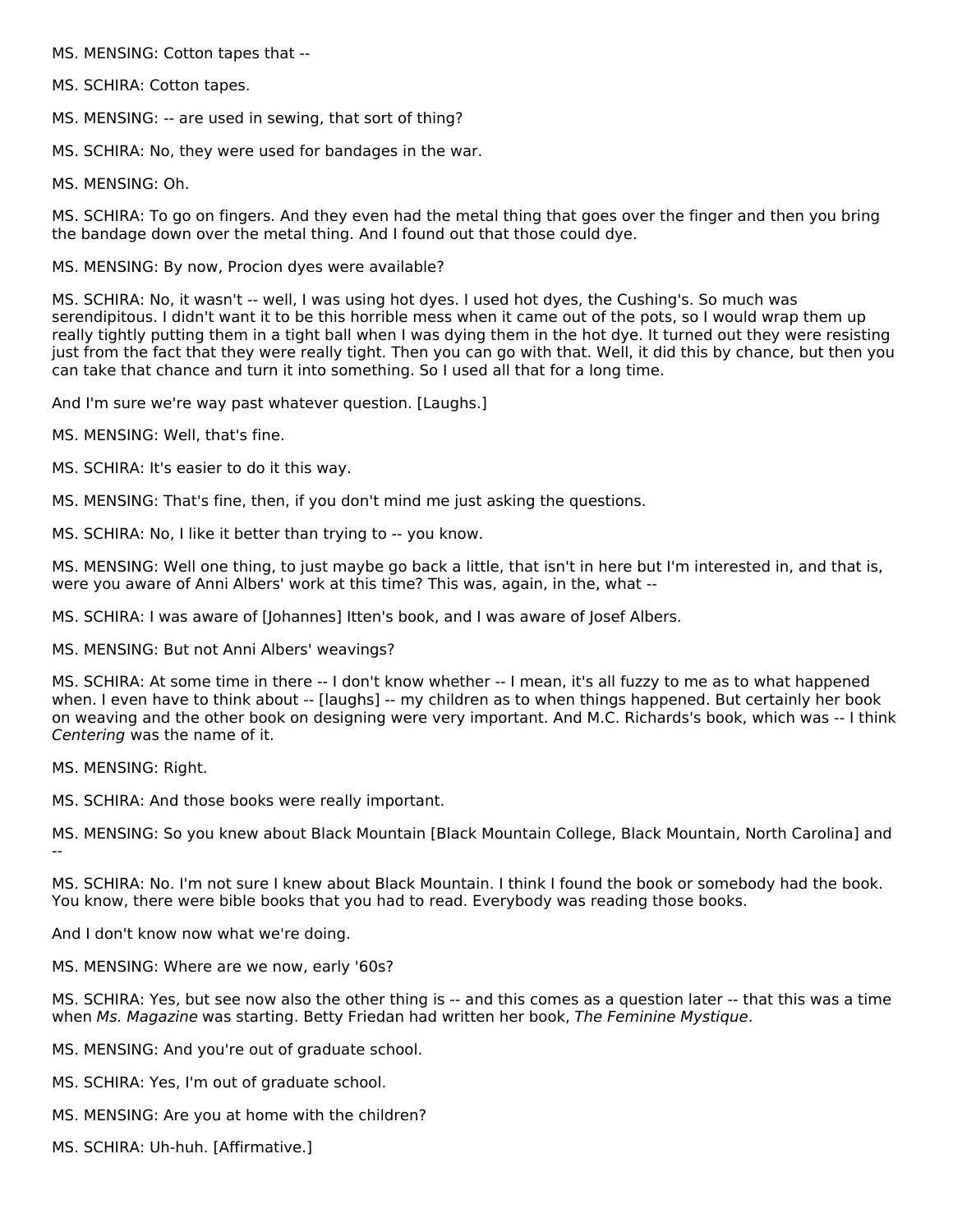MS. MENSING: Cotton tapes that --

MS. SCHIRA: Cotton tapes.

MS. MENSING: -- are used in sewing, that sort of thing?

MS. SCHIRA: No, they were used for bandages in the war.

MS. MENSING: Oh.

MS. SCHIRA: To go on fingers. And they even had the metal thing that goes over the finger and then you bring the bandage down over the metal thing. And I found out that those could dye.

MS. MENSING: By now, Procion dyes were available?

MS. SCHIRA: No, it wasn't -- well, I was using hot dyes. I used hot dyes, the Cushing's. So much was serendipitous. I didn't want it to be this horrible mess when it came out of the pots, so I would wrap them up really tightly putting them in a tight ball when I was dying them in the hot dye. It turned out they were resisting just from the fact that they were really tight. Then you can go with that. Well, it did this by chance, but then you can take that chance and turn it into something. So I used all that for a long time.

And I'm sure we're way past whatever question. [Laughs.]

MS. MENSING: Well, that's fine.

MS. SCHIRA: It's easier to do it this way.

MS. MENSING: That's fine, then, if you don't mind me just asking the questions.

MS. SCHIRA: No, I like it better than trying to -- you know.

MS. MENSING: Well one thing, to just maybe go back a little, that isn't in here but I'm interested in, and that is, were you aware of Anni Albers' work at this time? This was, again, in the, what --

MS. SCHIRA: I was aware of [Johannes] Itten's book, and I was aware of Josef Albers.

MS. MENSING: But not Anni Albers' weavings?

MS. SCHIRA: At some time in there -- I don't know whether -- I mean, it's all fuzzy to me as to what happened when. I even have to think about -- [laughs] -- my children as to when things happened. But certainly her book on weaving and the other book on designing were very important. And M.C. Richards's book, which was -- I think *Centering* was the name of it.

MS. MENSING: Right.

MS. SCHIRA: And those books were really important.

MS. MENSING: So you knew about Black Mountain [Black Mountain College, Black Mountain, North Carolina] and --

MS. SCHIRA: No. I'm not sure I knew about Black Mountain. I think I found the book or somebody had the book. You know, there were bible books that you had to read. Everybody was reading those books.

And I don't know now what we're doing.

MS. MENSING: Where are we now, early '60s?

MS. SCHIRA: Yes, but see now also the other thing is -- and this comes as a question later -- that this was a time when *Ms. Magazine* was starting. Betty Friedan had written her book, *The Feminine Mystique*.

MS. MENSING: And you're out of graduate school.

MS. SCHIRA: Yes, I'm out of graduate school.

MS. MENSING: Are you at home with the children?

MS. SCHIRA: Uh-huh. [Affirmative.]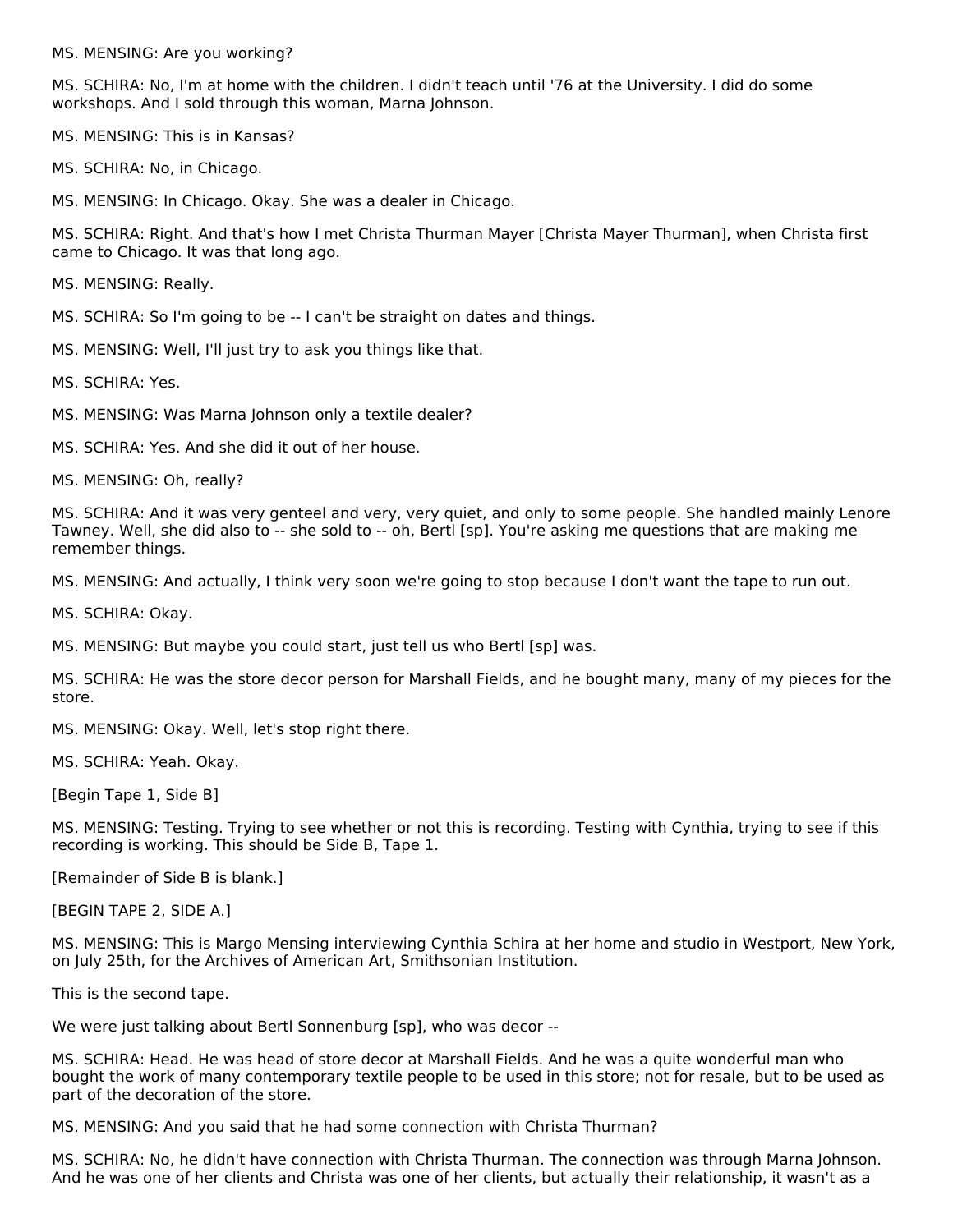MS. MENSING: Are you working?

MS. SCHIRA: No, I'm at home with the children. I didn't teach until '76 at the University. I did do some workshops. And I sold through this woman, Marna Johnson.

MS. MENSING: This is in Kansas?

MS. SCHIRA: No, in Chicago.

MS. MENSING: In Chicago. Okay. She was a dealer in Chicago.

MS. SCHIRA: Right. And that's how I met Christa Thurman Mayer [Christa Mayer Thurman], when Christa first came to Chicago. It was that long ago.

MS. MENSING: Really.

MS. SCHIRA: So I'm going to be -- I can't be straight on dates and things.

MS. MENSING: Well, I'll just try to ask you things like that.

MS. SCHIRA: Yes.

MS. MENSING: Was Marna Johnson only a textile dealer?

MS. SCHIRA: Yes. And she did it out of her house.

MS. MENSING: Oh, really?

MS. SCHIRA: And it was very genteel and very, very quiet, and only to some people. She handled mainly Lenore Tawney. Well, she did also to -- she sold to -- oh, Bertl [sp]. You're asking me questions that are making me remember things.

MS. MENSING: And actually, I think very soon we're going to stop because I don't want the tape to run out.

MS. SCHIRA: Okay.

MS. MENSING: But maybe you could start, just tell us who Bertl [sp] was.

MS. SCHIRA: He was the store decor person for Marshall Fields, and he bought many, many of my pieces for the store.

MS. MENSING: Okay. Well, let's stop right there.

MS. SCHIRA: Yeah. Okay.

[Begin Tape 1, Side B]

MS. MENSING: Testing. Trying to see whether or not this is recording. Testing with Cynthia, trying to see if this recording is working. This should be Side B, Tape 1.

[Remainder of Side B is blank.]

[BEGIN TAPE 2, SIDE A.]

MS. MENSING: This is Margo Mensing interviewing Cynthia Schira at her home and studio in Westport, New York, on July 25th, for the Archives of American Art, Smithsonian Institution.

This is the second tape.

We were just talking about Bertl Sonnenburg [sp], who was decor --

MS. SCHIRA: Head. He was head of store decor at Marshall Fields. And he was a quite wonderful man who bought the work of many contemporary textile people to be used in this store; not for resale, but to be used as part of the decoration of the store.

MS. MENSING: And you said that he had some connection with Christa Thurman?

MS. SCHIRA: No, he didn't have connection with Christa Thurman. The connection was through Marna Johnson. And he was one of her clients and Christa was one of her clients, but actually their relationship, it wasn't as a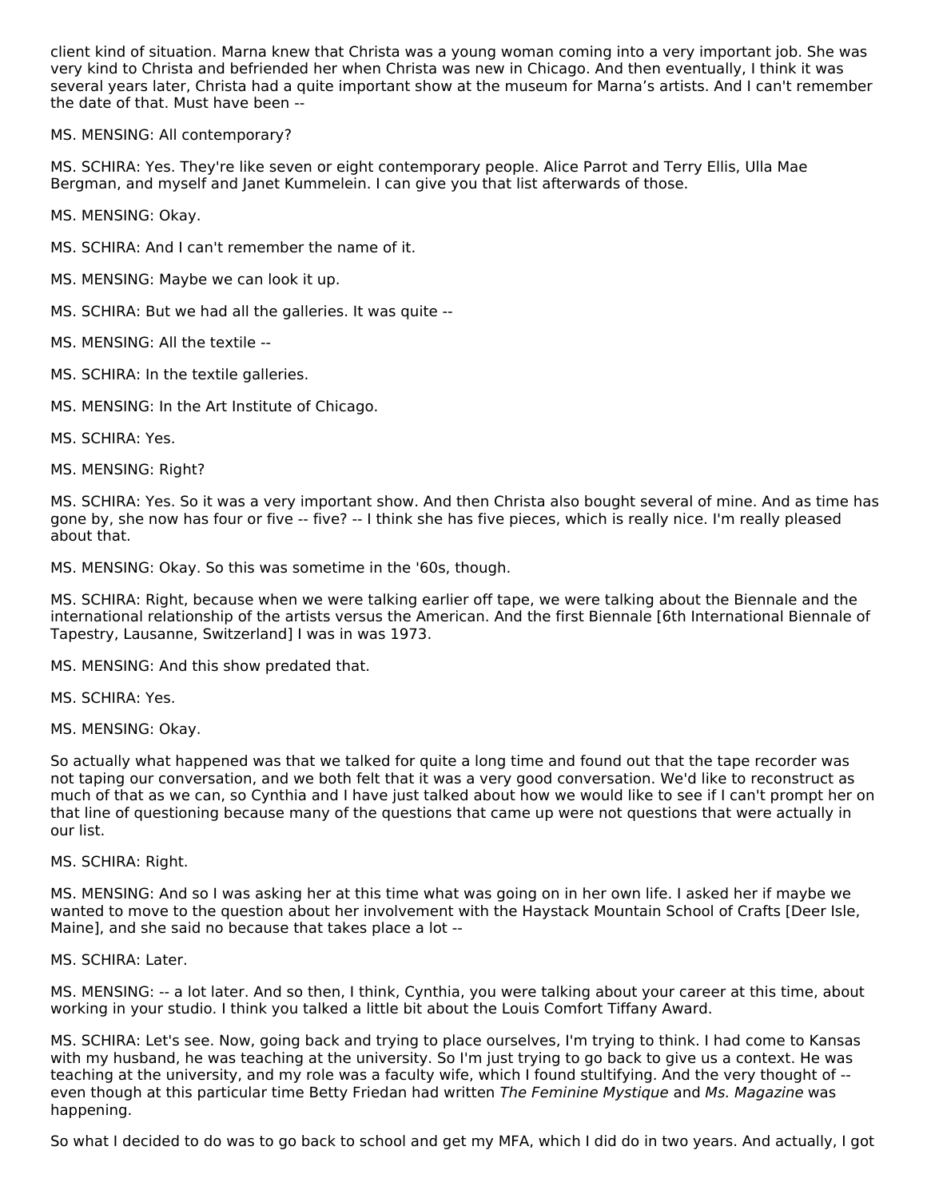client kind of situation. Marna knew that Christa was a young woman coming into a very important job. She was very kind to Christa and befriended her when Christa was new in Chicago. And then eventually, I think it was several years later, Christa had a quite important show at the museum for Marna's artists. And I can't remember the date of that. Must have been --

MS. MENSING: All contemporary?

MS. SCHIRA: Yes. They're like seven or eight contemporary people. Alice Parrot and Terry Ellis, Ulla Mae Bergman, and myself and Janet Kummelein. I can give you that list afterwards of those.

MS. MENSING: Okay.

MS. SCHIRA: And I can't remember the name of it.

MS. MENSING: Maybe we can look it up.

MS. SCHIRA: But we had all the galleries. It was quite --

MS. MENSING: All the textile --

MS. SCHIRA: In the textile galleries.

MS. MENSING: In the Art Institute of Chicago.

MS. SCHIRA: Yes.

MS. MENSING: Right?

MS. SCHIRA: Yes. So it was a very important show. And then Christa also bought several of mine. And as time has gone by, she now has four or five -- five? -- I think she has five pieces, which is really nice. I'm really pleased about that.

MS. MENSING: Okay. So this was sometime in the '60s, though.

MS. SCHIRA: Right, because when we were talking earlier off tape, we were talking about the Biennale and the international relationship of the artists versus the American. And the first Biennale [6th International Biennale of Tapestry, Lausanne, Switzerland] I was in was 1973.

MS. MENSING: And this show predated that.

MS. SCHIRA: Yes.

MS. MENSING: Okay.

So actually what happened was that we talked for quite a long time and found out that the tape recorder was not taping our conversation, and we both felt that it was a very good conversation. We'd like to reconstruct as much of that as we can, so Cynthia and I have just talked about how we would like to see if I can't prompt her on that line of questioning because many of the questions that came up were not questions that were actually in our list.

MS. SCHIRA: Right.

MS. MENSING: And so I was asking her at this time what was going on in her own life. I asked her if maybe we wanted to move to the question about her involvement with the Haystack Mountain School of Crafts [Deer Isle, Maine], and she said no because that takes place a lot --

MS. SCHIRA: Later.

MS. MENSING: -- a lot later. And so then, I think, Cynthia, you were talking about your career at this time, about working in your studio. I think you talked a little bit about the Louis Comfort Tiffany Award.

MS. SCHIRA: Let's see. Now, going back and trying to place ourselves, I'm trying to think. I had come to Kansas with my husband, he was teaching at the university. So I'm just trying to go back to give us a context. He was teaching at the university, and my role was a faculty wife, which I found stultifying. And the very thought of -- even though at this particular time Betty Friedan had written *The Feminine Mystique* and *Ms. Magazine* was happening.

So what I decided to do was to go back to school and get my MFA, which I did do in two years. And actually, I got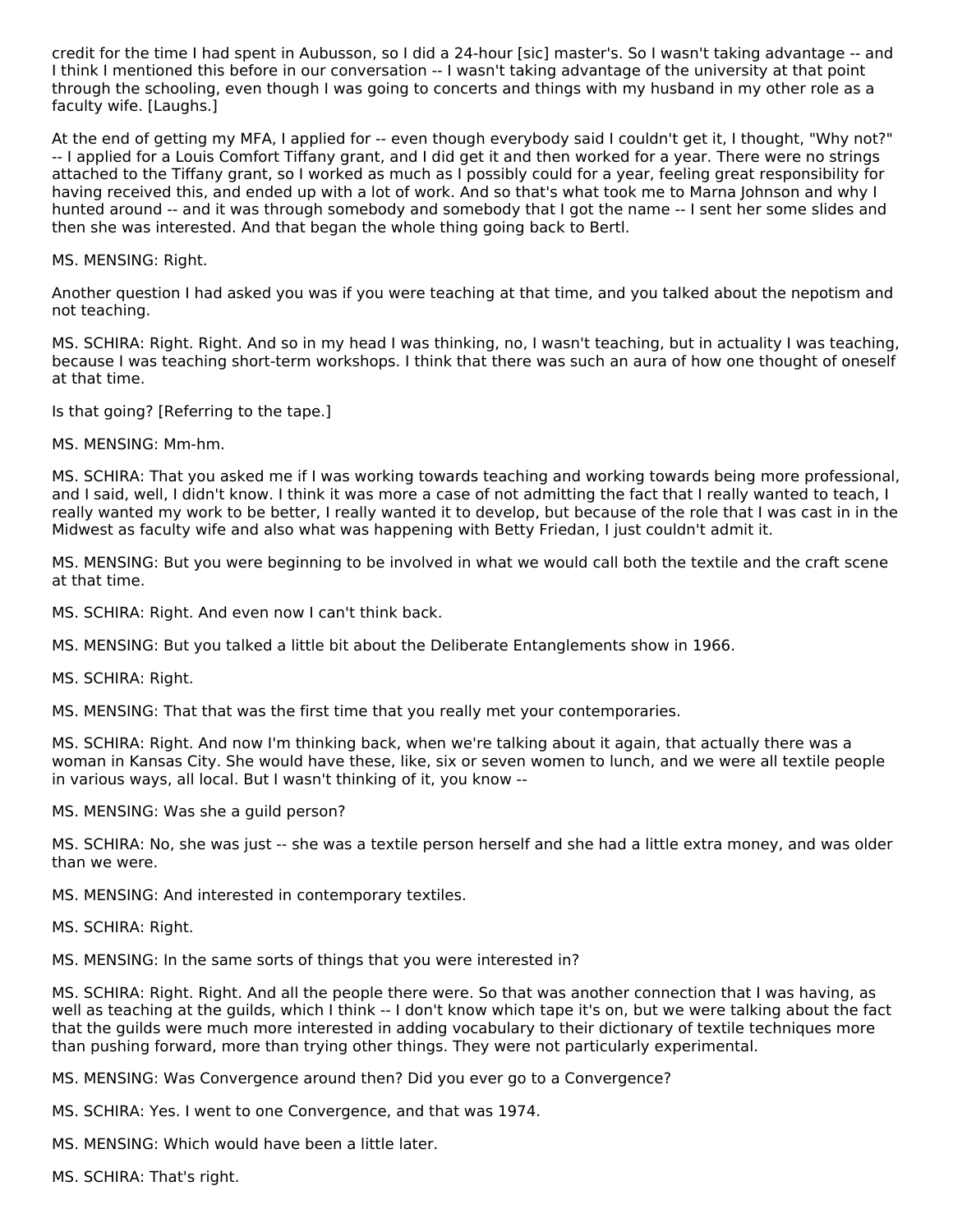credit for the time I had spent in Aubusson, so I did a 24-hour [sic] master's. So I wasn't taking advantage -- and I think I mentioned this before in our conversation -- I wasn't taking advantage of the university at that point through the schooling, even though I was going to concerts and things with my husband in my other role as a faculty wife. [Laughs.]

At the end of getting my MFA, I applied for -- even though everybody said I couldn't get it, I thought, "Why not?" -- I applied for a Louis Comfort Tiffany grant, and I did get it and then worked for a year. There were no strings attached to the Tiffany grant, so I worked as much as I possibly could for a year, feeling great responsibility for having received this, and ended up with a lot of work. And so that's what took me to Marna Johnson and why I hunted around -- and it was through somebody and somebody that I got the name -- I sent her some slides and then she was interested. And that began the whole thing going back to Bertl.

MS. MENSING: Right.

Another question I had asked you was if you were teaching at that time, and you talked about the nepotism and not teaching.

MS. SCHIRA: Right. Right. And so in my head I was thinking, no, I wasn't teaching, but in actuality I was teaching, because I was teaching short-term workshops. I think that there was such an aura of how one thought of oneself at that time.

Is that going? [Referring to the tape.]

MS. MENSING: Mm-hm.

MS. SCHIRA: That you asked me if I was working towards teaching and working towards being more professional, and I said, well, I didn't know. I think it was more a case of not admitting the fact that I really wanted to teach, I really wanted my work to be better, I really wanted it to develop, but because of the role that I was cast in in the Midwest as faculty wife and also what was happening with Betty Friedan, I just couldn't admit it.

MS. MENSING: But you were beginning to be involved in what we would call both the textile and the craft scene at that time.

MS. SCHIRA: Right. And even now I can't think back.

MS. MENSING: But you talked a little bit about the Deliberate Entanglements show in 1966.

MS. SCHIRA: Right.

MS. MENSING: That that was the first time that you really met your contemporaries.

MS. SCHIRA: Right. And now I'm thinking back, when we're talking about it again, that actually there was a woman in Kansas City. She would have these, like, six or seven women to lunch, and we were all textile people in various ways, all local. But I wasn't thinking of it, you know --

MS. MENSING: Was she a guild person?

MS. SCHIRA: No, she was just -- she was a textile person herself and she had a little extra money, and was older than we were.

MS. MENSING: And interested in contemporary textiles.

MS. SCHIRA: Right.

MS. MENSING: In the same sorts of things that you were interested in?

MS. SCHIRA: Right. Right. And all the people there were. So that was another connection that I was having, as well as teaching at the guilds, which I think -- I don't know which tape it's on, but we were talking about the fact that the guilds were much more interested in adding vocabulary to their dictionary of textile techniques more than pushing forward, more than trying other things. They were not particularly experimental.

MS. MENSING: Was Convergence around then? Did you ever go to a Convergence?

MS. SCHIRA: Yes. I went to one Convergence, and that was 1974.

MS. MENSING: Which would have been a little later.

MS. SCHIRA: That's right.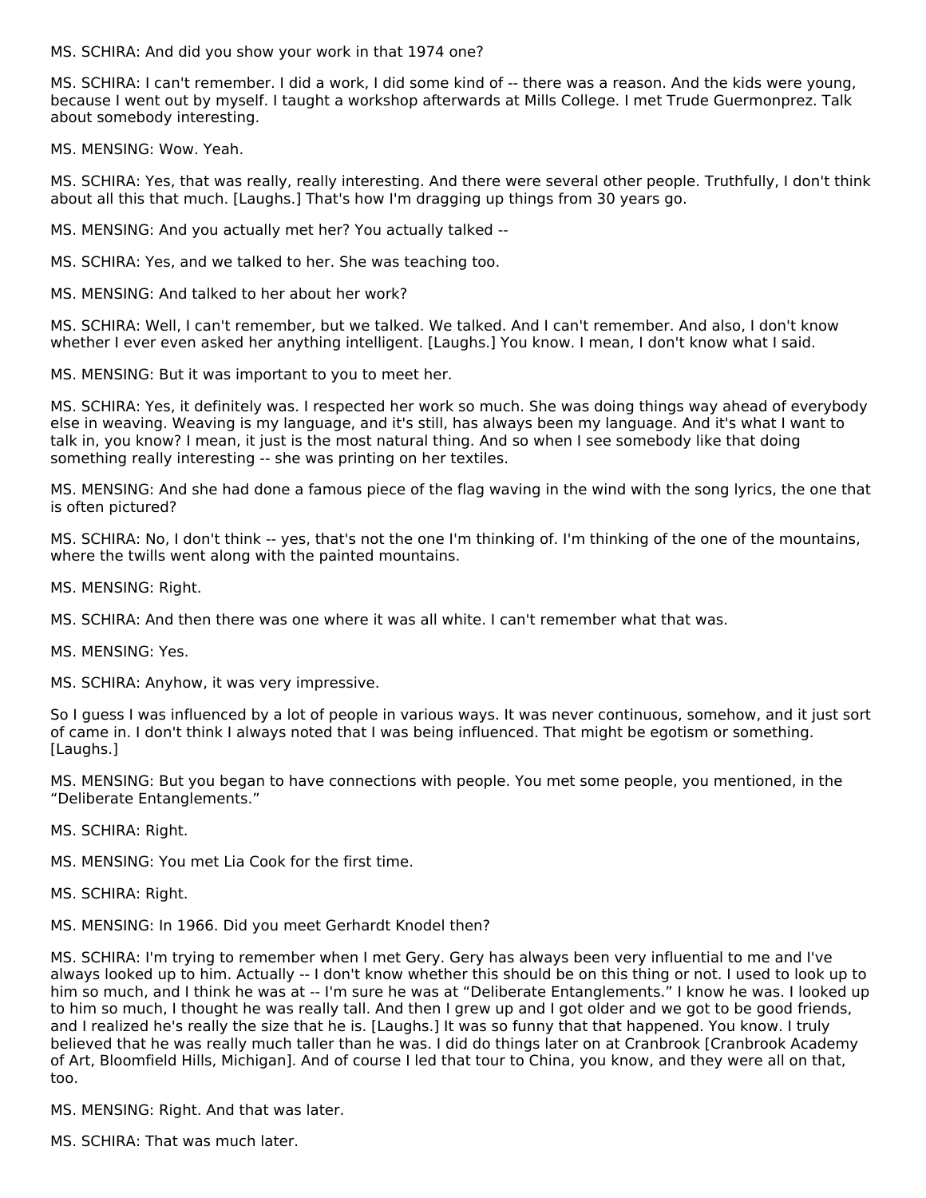MS. SCHIRA: And did you show your work in that 1974 one?

MS. SCHIRA: I can't remember. I did a work, I did some kind of -- there was a reason. And the kids were young, because I went out by myself. I taught a workshop afterwards at Mills College. I met Trude Guermonprez. Talk about somebody interesting.

MS. MENSING: Wow. Yeah.

MS. SCHIRA: Yes, that was really, really interesting. And there were several other people. Truthfully, I don't think about all this that much. [Laughs.] That's how I'm dragging up things from 30 years go.

MS. MENSING: And you actually met her? You actually talked --

MS. SCHIRA: Yes, and we talked to her. She was teaching too.

MS. MENSING: And talked to her about her work?

MS. SCHIRA: Well, I can't remember, but we talked. We talked. And I can't remember. And also, I don't know whether I ever even asked her anything intelligent. [Laughs.] You know. I mean, I don't know what I said.

MS. MENSING: But it was important to you to meet her.

MS. SCHIRA: Yes, it definitely was. I respected her work so much. She was doing things way ahead of everybody else in weaving. Weaving is my language, and it's still, has always been my language. And it's what I want to talk in, you know? I mean, it just is the most natural thing. And so when I see somebody like that doing something really interesting -- she was printing on her textiles.

MS. MENSING: And she had done a famous piece of the flag waving in the wind with the song lyrics, the one that is often pictured?

MS. SCHIRA: No, I don't think -- yes, that's not the one I'm thinking of. I'm thinking of the one of the mountains, where the twills went along with the painted mountains.

MS. MENSING: Right.

MS. SCHIRA: And then there was one where it was all white. I can't remember what that was.

MS. MENSING: Yes.

MS. SCHIRA: Anyhow, it was very impressive.

So I guess I was influenced by a lot of people in various ways. It was never continuous, somehow, and it just sort of came in. I don't think I always noted that I was being influenced. That might be egotism or something. [Laughs.]

MS. MENSING: But you began to have connections with people. You met some people, you mentioned, in the “Deliberate Entanglements.”

MS. SCHIRA: Right.

MS. MENSING: You met Lia Cook for the first time.

MS. SCHIRA: Right.

MS. MENSING: In 1966. Did you meet Gerhardt Knodel then?

MS. SCHIRA: I'm trying to remember when I met Gery. Gery has always been very influential to me and I've always looked up to him. Actually -- I don't know whether this should be on this thing or not. I used to look up to him so much, and I think he was at -- I'm sure he was at “Deliberate Entanglements.” I know he was. I looked up to him so much, I thought he was really tall. And then I grew up and I got older and we got to be good friends, and I realized he's really the size that he is. [Laughs.] It was so funny that that happened. You know. I truly believed that he was really much taller than he was. I did do things later on at Cranbrook [Cranbrook Academy of Art, Bloomfield Hills, Michigan]. And of course I led that tour to China, you know, and they were all on that, too.

MS. MENSING: Right. And that was later.

MS. SCHIRA: That was much later.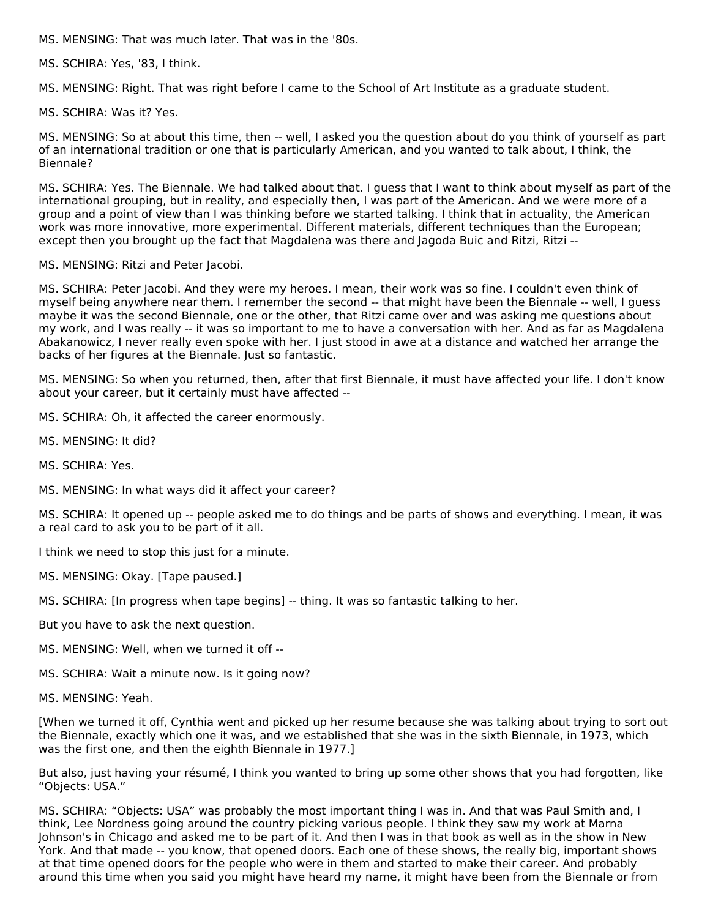MS. MENSING: That was much later. That was in the '80s.

MS. SCHIRA: Yes, '83, I think.

MS. MENSING: Right. That was right before I came to the School of Art Institute as a graduate student.

MS. SCHIRA: Was it? Yes.

MS. MENSING: So at about this time, then -- well, I asked you the question about do you think of yourself as part of an international tradition or one that is particularly American, and you wanted to talk about, I think, the Biennale?

MS. SCHIRA: Yes. The Biennale. We had talked about that. I guess that I want to think about myself as part of the international grouping, but in reality, and especially then, I was part of the American. And we were more of a group and a point of view than I was thinking before we started talking. I think that in actuality, the American work was more innovative, more experimental. Different materials, different techniques than the European; except then you brought up the fact that Magdalena was there and Jagoda Buic and Ritzi, Ritzi --

MS. MENSING: Ritzi and Peter Jacobi.

MS. SCHIRA: Peter Jacobi. And they were my heroes. I mean, their work was so fine. I couldn't even think of myself being anywhere near them. I remember the second -- that might have been the Biennale -- well, I guess maybe it was the second Biennale, one or the other, that Ritzi came over and was asking me questions about my work, and I was really -- it was so important to me to have a conversation with her. And as far as Magdalena Abakanowicz, I never really even spoke with her. I just stood in awe at a distance and watched her arrange the backs of her figures at the Biennale. Just so fantastic.

MS. MENSING: So when you returned, then, after that first Biennale, it must have affected your life. I don't know about your career, but it certainly must have affected --

MS. SCHIRA: Oh, it affected the career enormously.

MS. MENSING: It did?

MS. SCHIRA: Yes.

MS. MENSING: In what ways did it affect your career?

MS. SCHIRA: It opened up -- people asked me to do things and be parts of shows and everything. I mean, it was a real card to ask you to be part of it all.

I think we need to stop this just for a minute.

MS. MENSING: Okay. [Tape paused.]

MS. SCHIRA: [In progress when tape begins] -- thing. It was so fantastic talking to her.

But you have to ask the next question.

MS. MENSING: Well, when we turned it off --

MS. SCHIRA: Wait a minute now. Is it going now?

MS. MENSING: Yeah.

[When we turned it off, Cynthia went and picked up her resume because she was talking about trying to sort out the Biennale, exactly which one it was, and we established that she was in the sixth Biennale, in 1973, which was the first one, and then the eighth Biennale in 1977.]

But also, just having your résumé, I think you wanted to bring up some other shows that you had forgotten, like "Objects: USA."

MS. SCHIRA: "Objects: USA" was probably the most important thing I was in. And that was Paul Smith and, I think, Lee Nordness going around the country picking various people. I think they saw my work at Marna Johnson's in Chicago and asked me to be part of it. And then I was in that book as well as in the show in New York. And that made -- you know, that opened doors. Each one of these shows, the really big, important shows at that time opened doors for the people who were in them and started to make their career. And probably around this time when you said you might have heard my name, it might have been from the Biennale or from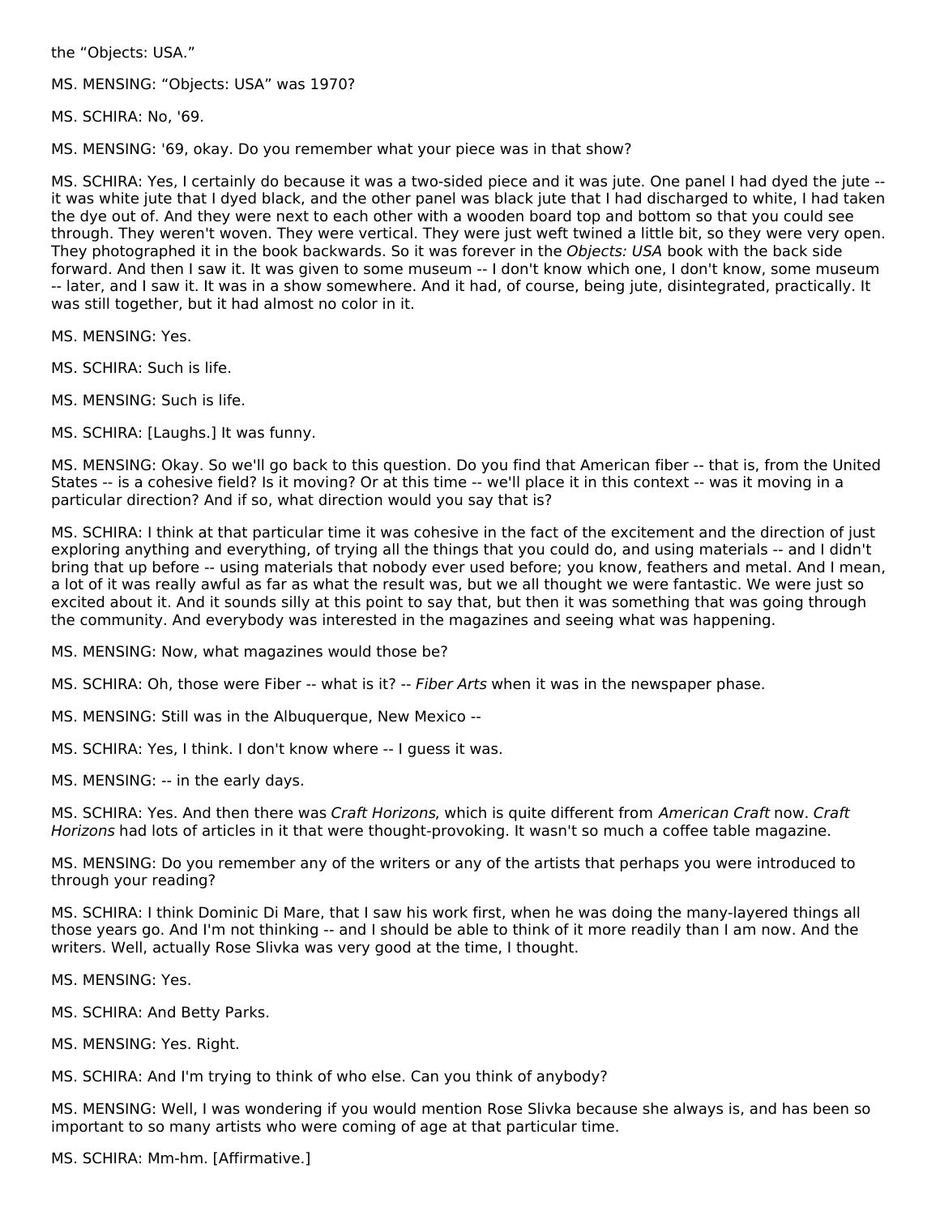the "Objects: USA."

MS. MENSING: "Objects: USA" was 1970?

MS. SCHIRA: No, '69.

MS. MENSING: '69, okay. Do you remember what your piece was in that show?

MS. SCHIRA: Yes, I certainly do because it was a two-sided piece and it was jute. One panel I had dyed the jute -- it was white jute that I dyed black, and the other panel was black jute that I had discharged to white, I had taken the dye out of. And they were next to each other with a wooden board top and bottom so that you could see through. They weren't woven. They were vertical. They were just weft twined a little bit, so they were very open. They photographed it in the book backwards. So it was forever in the *Objects: USA* book with the back side forward. And then I saw it. It was given to some museum -- I don't know which one, I don't know, some museum -- later, and I saw it. It was in a show somewhere. And it had, of course, being jute, disintegrated, practically. It was still together, but it had almost no color in it.

MS. MENSING: Yes.

MS. SCHIRA: Such is life.

MS. MENSING: Such is life.

MS. SCHIRA: [Laughs.] It was funny.

MS. MENSING: Okay. So we'll go back to this question. Do you find that American fiber -- that is, from the United States -- is a cohesive field? Is it moving? Or at this time -- we'll place it in this context -- was it moving in a particular direction? And if so, what direction would you say that is?

MS. SCHIRA: I think at that particular time it was cohesive in the fact of the excitement and the direction of just exploring anything and everything, of trying all the things that you could do, and using materials -- and I didn't bring that up before -- using materials that nobody ever used before; you know, feathers and metal. And I mean, a lot of it was really awful as far as what the result was, but we all thought we were fantastic. We were just so excited about it. And it sounds silly at this point to say that, but then it was something that was going through the community. And everybody was interested in the magazines and seeing what was happening.

MS. MENSING: Now, what magazines would those be?

MS. SCHIRA: Oh, those were Fiber -- what is it? -- *Fiber Arts* when it was in the newspaper phase.

MS. MENSING: Still was in the Albuquerque, New Mexico --

MS. SCHIRA: Yes, I think. I don't know where -- I guess it was.

MS. MENSING: -- in the early days.

MS. SCHIRA: Yes. And then there was *Craft Horizons*, which is quite different from *American Craft* now. *Craft Horizons* had lots of articles in it that were thought-provoking. It wasn't so much a coffee table magazine.

MS. MENSING: Do you remember any of the writers or any of the artists that perhaps you were introduced to through your reading?

MS. SCHIRA: I think Dominic Di Mare, that I saw his work first, when he was doing the many-layered things all those years go. And I'm not thinking -- and I should be able to think of it more readily than I am now. And the writers. Well, actually Rose Slivka was very good at the time, I thought.

MS. MENSING: Yes.

MS. SCHIRA: And Betty Parks.

MS. MENSING: Yes. Right.

MS. SCHIRA: And I'm trying to think of who else. Can you think of anybody?

MS. MENSING: Well, I was wondering if you would mention Rose Slivka because she always is, and has been so important to so many artists who were coming of age at that particular time.

MS. SCHIRA: Mm-hm. [Affirmative.]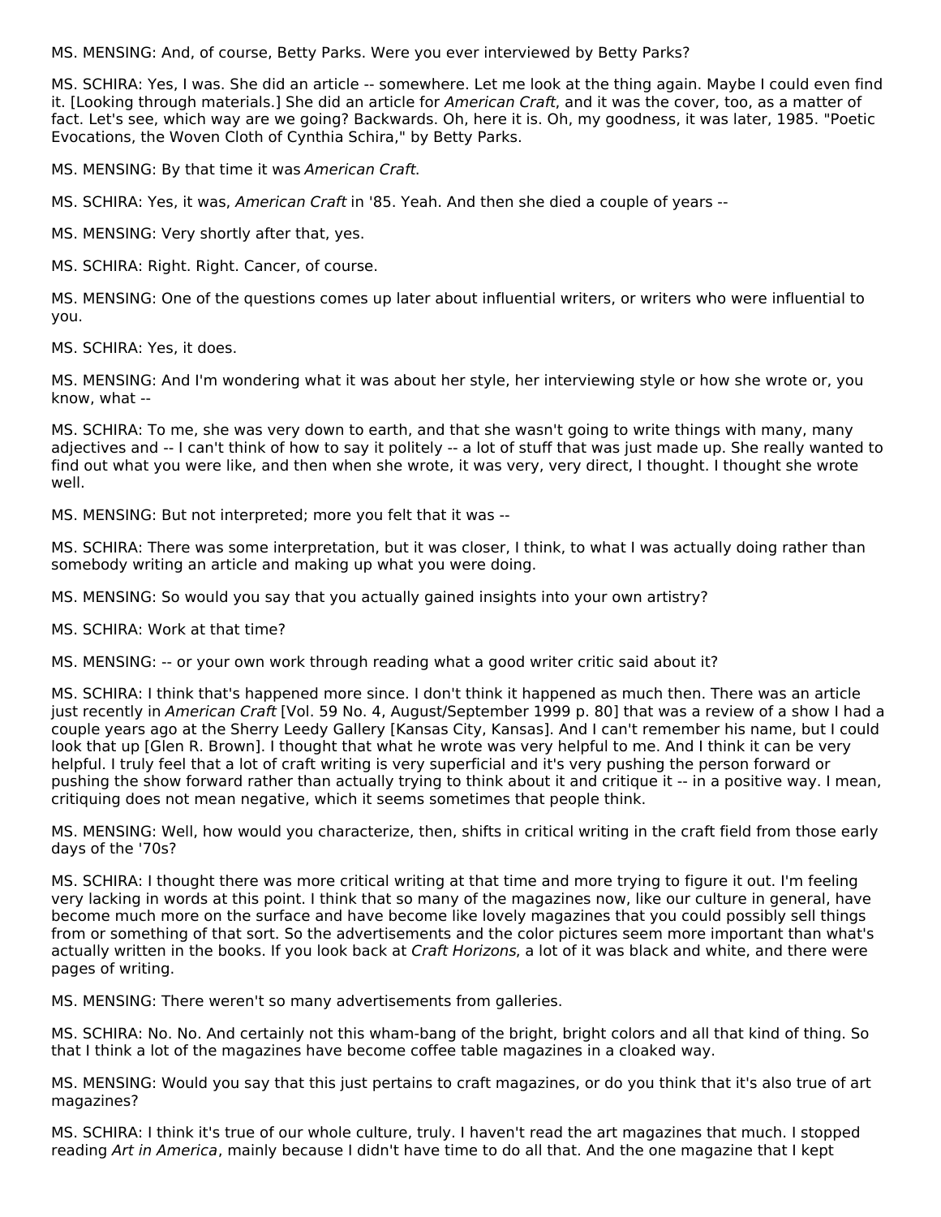MS. MENSING: And, of course, Betty Parks. Were you ever interviewed by Betty Parks?

MS. SCHIRA: Yes, I was. She did an article -- somewhere. Let me look at the thing again. Maybe I could even find it. [Looking through materials.] She did an article for *American Craft*, and it was the cover, too, as a matter of fact. Let's see, which way are we going? Backwards. Oh, here it is. Oh, my goodness, it was later, 1985. "Poetic Evocations, the Woven Cloth of Cynthia Schira," by Betty Parks.

MS. MENSING: By that time it was *American Craft*.

MS. SCHIRA: Yes, it was, *American Craft* in '85. Yeah. And then she died a couple of years --

MS. MENSING: Very shortly after that, yes.

MS. SCHIRA: Right. Right. Cancer, of course.

MS. MENSING: One of the questions comes up later about influential writers, or writers who were influential to you.

MS. SCHIRA: Yes, it does.

MS. MENSING: And I'm wondering what it was about her style, her interviewing style or how she wrote or, you know, what --

MS. SCHIRA: To me, she was very down to earth, and that she wasn't going to write things with many, many adjectives and -- I can't think of how to say it politely -- a lot of stuff that was just made up. She really wanted to find out what you were like, and then when she wrote, it was very, very direct, I thought. I thought she wrote well.

MS. MENSING: But not interpreted; more you felt that it was --

MS. SCHIRA: There was some interpretation, but it was closer, I think, to what I was actually doing rather than somebody writing an article and making up what you were doing.

MS. MENSING: So would you say that you actually gained insights into your own artistry?

MS. SCHIRA: Work at that time?

MS. MENSING: -- or your own work through reading what a good writer critic said about it?

MS. SCHIRA: I think that's happened more since. I don't think it happened as much then. There was an article just recently in *American Craft* [Vol. 59 No. 4, August/September 1999 p. 80] that was a review of a show I had a couple years ago at the Sherry Leedy Gallery [Kansas City, Kansas]. And I can't remember his name, but I could look that up [Glen R. Brown]. I thought that what he wrote was very helpful to me. And I think it can be very helpful. I truly feel that a lot of craft writing is very superficial and it's very pushing the person forward or pushing the show forward rather than actually trying to think about it and critique it -- in a positive way. I mean, critiquing does not mean negative, which it seems sometimes that people think.

MS. MENSING: Well, how would you characterize, then, shifts in critical writing in the craft field from those early days of the '70s?

MS. SCHIRA: I thought there was more critical writing at that time and more trying to figure it out. I'm feeling very lacking in words at this point. I think that so many of the magazines now, like our culture in general, have become much more on the surface and have become like lovely magazines that you could possibly sell things from or something of that sort. So the advertisements and the color pictures seem more important than what's actually written in the books. If you look back at *Craft Horizons*, a lot of it was black and white, and there were pages of writing.

MS. MENSING: There weren't so many advertisements from galleries.

MS. SCHIRA: No. No. And certainly not this wham-bang of the bright, bright colors and all that kind of thing. So that I think a lot of the magazines have become coffee table magazines in a cloaked way.

MS. MENSING: Would you say that this just pertains to craft magazines, or do you think that it's also true of art magazines?

MS. SCHIRA: I think it's true of our whole culture, truly. I haven't read the art magazines that much. I stopped reading *Art in America*, mainly because I didn't have time to do all that. And the one magazine that I kept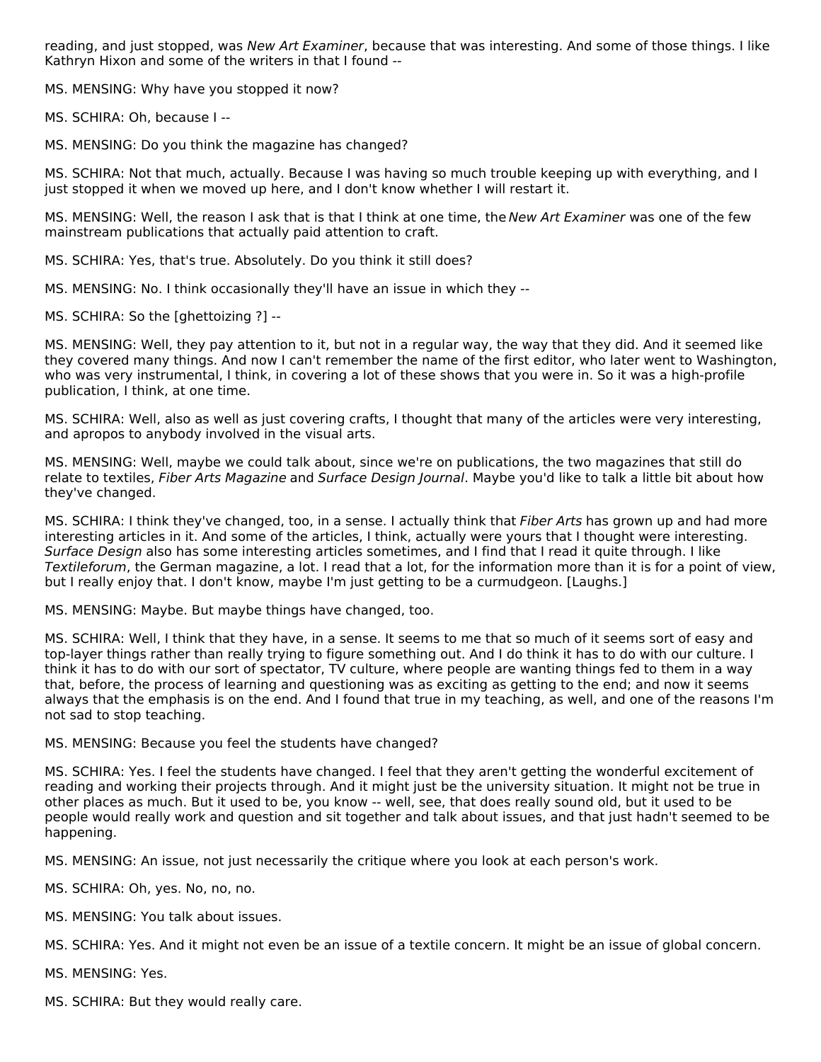reading, and just stopped, was *New Art Examiner*, because that was interesting. And some of those things. I like Kathryn Hixon and some of the writers in that I found --

MS. MENSING: Why have you stopped it now?

MS. SCHIRA: Oh, because I --

MS. MENSING: Do you think the magazine has changed?

MS. SCHIRA: Not that much, actually. Because I was having so much trouble keeping up with everything, and I just stopped it when we moved up here, and I don't know whether I will restart it.

MS. MENSING: Well, the reason I ask that is that I think at one time, the *New Art Examiner* was one of the few mainstream publications that actually paid attention to craft.

MS. SCHIRA: Yes, that's true. Absolutely. Do you think it still does?

MS. MENSING: No. I think occasionally they'll have an issue in which they --

MS. SCHIRA: So the [ghettoizing ?] --

MS. MENSING: Well, they pay attention to it, but not in a regular way, the way that they did. And it seemed like they covered many things. And now I can't remember the name of the first editor, who later went to Washington, who was very instrumental, I think, in covering a lot of these shows that you were in. So it was a high-profile publication, I think, at one time.

MS. SCHIRA: Well, also as well as just covering crafts, I thought that many of the articles were very interesting, and apropos to anybody involved in the visual arts.

MS. MENSING: Well, maybe we could talk about, since we're on publications, the two magazines that still do relate to textiles, *Fiber Arts Magazine* and *Surface Design Journal*. Maybe you'd like to talk a little bit about how they've changed.

MS. SCHIRA: I think they've changed, too, in a sense. I actually think that *Fiber Arts* has grown up and had more interesting articles in it. And some of the articles, I think, actually were yours that I thought were interesting. *Surface Design* also has some interesting articles sometimes, and I find that I read it quite through. I like *Textileforum*, the German magazine, a lot. I read that a lot, for the information more than it is for a point of view, but I really enjoy that. I don't know, maybe I'm just getting to be a curmudgeon. [Laughs.]

MS. MENSING: Maybe. But maybe things have changed, too.

MS. SCHIRA: Well, I think that they have, in a sense. It seems to me that so much of it seems sort of easy and top-layer things rather than really trying to figure something out. And I do think it has to do with our culture. I think it has to do with our sort of spectator, TV culture, where people are wanting things fed to them in a way that, before, the process of learning and questioning was as exciting as getting to the end; and now it seems always that the emphasis is on the end. And I found that true in my teaching, as well, and one of the reasons I'm not sad to stop teaching.

MS. MENSING: Because you feel the students have changed?

MS. SCHIRA: Yes. I feel the students have changed. I feel that they aren't getting the wonderful excitement of reading and working their projects through. And it might just be the university situation. It might not be true in other places as much. But it used to be, you know -- well, see, that does really sound old, but it used to be people would really work and question and sit together and talk about issues, and that just hadn't seemed to be happening.

MS. MENSING: An issue, not just necessarily the critique where you look at each person's work.

MS. SCHIRA: Oh, yes. No, no, no.

MS. MENSING: You talk about issues.

MS. SCHIRA: Yes. And it might not even be an issue of a textile concern. It might be an issue of global concern.

MS. MENSING: Yes.

MS. SCHIRA: But they would really care.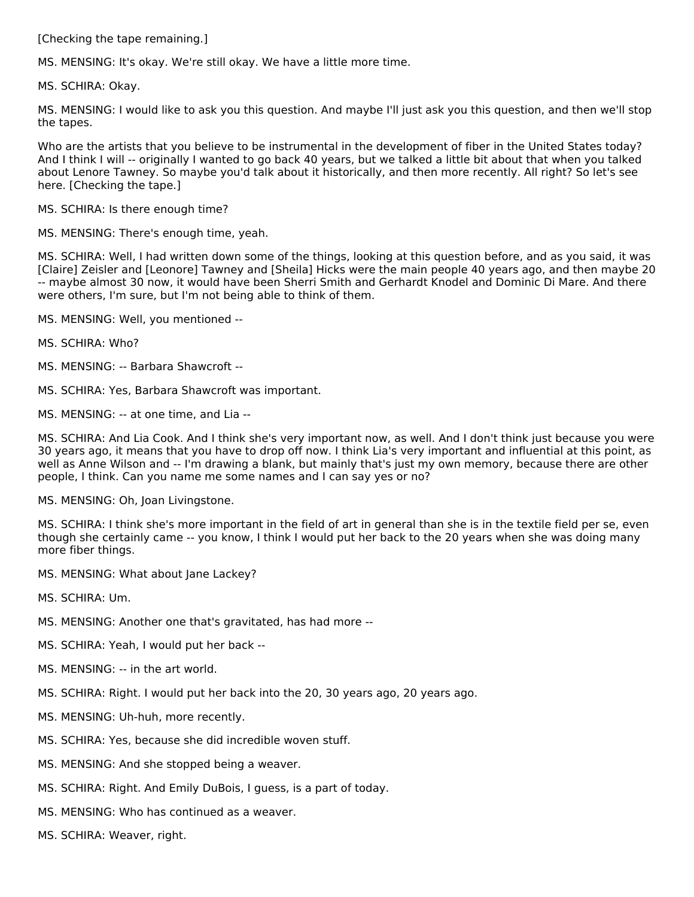[Checking the tape remaining.]

MS. MENSING: It's okay. We're still okay. We have a little more time.

MS. SCHIRA: Okay.

MS. MENSING: I would like to ask you this question. And maybe I'll just ask you this question, and then we'll stop the tapes.

Who are the artists that you believe to be instrumental in the development of fiber in the United States today? And I think I will -- originally I wanted to go back 40 years, but we talked a little bit about that when you talked about Lenore Tawney. So maybe you'd talk about it historically, and then more recently. All right? So let's see here. [Checking the tape.]

MS. SCHIRA: Is there enough time?

MS. MENSING: There's enough time, yeah.

MS. SCHIRA: Well, I had written down some of the things, looking at this question before, and as you said, it was [Claire] Zeisler and [Leonore] Tawney and [Sheila] Hicks were the main people 40 years ago, and then maybe 20 -- maybe almost 30 now, it would have been Sherri Smith and Gerhardt Knodel and Dominic Di Mare. And there were others, I'm sure, but I'm not being able to think of them.

MS. MENSING: Well, you mentioned --

MS. SCHIRA: Who?

MS. MENSING: -- Barbara Shawcroft --

MS. SCHIRA: Yes, Barbara Shawcroft was important.

MS. MENSING: -- at one time, and Lia --

MS. SCHIRA: And Lia Cook. And I think she's very important now, as well. And I don't think just because you were 30 years ago, it means that you have to drop off now. I think Lia's very important and influential at this point, as well as Anne Wilson and -- I'm drawing a blank, but mainly that's just my own memory, because there are other people, I think. Can you name me some names and I can say yes or no?

MS. MENSING: Oh, Joan Livingstone.

MS. SCHIRA: I think she's more important in the field of art in general than she is in the textile field per se, even though she certainly came -- you know, I think I would put her back to the 20 years when she was doing many more fiber things.

MS. MENSING: What about Jane Lackey?

MS. SCHIRA: Um.

MS. MENSING: Another one that's gravitated, has had more --

MS. SCHIRA: Yeah, I would put her back --

MS. MENSING: -- in the art world.

MS. SCHIRA: Right. I would put her back into the 20, 30 years ago, 20 years ago.

MS. MENSING: Uh-huh, more recently.

MS. SCHIRA: Yes, because she did incredible woven stuff.

MS. MENSING: And she stopped being a weaver.

MS. SCHIRA: Right. And Emily DuBois, I guess, is a part of today.

MS. MENSING: Who has continued as a weaver.

MS. SCHIRA: Weaver, right.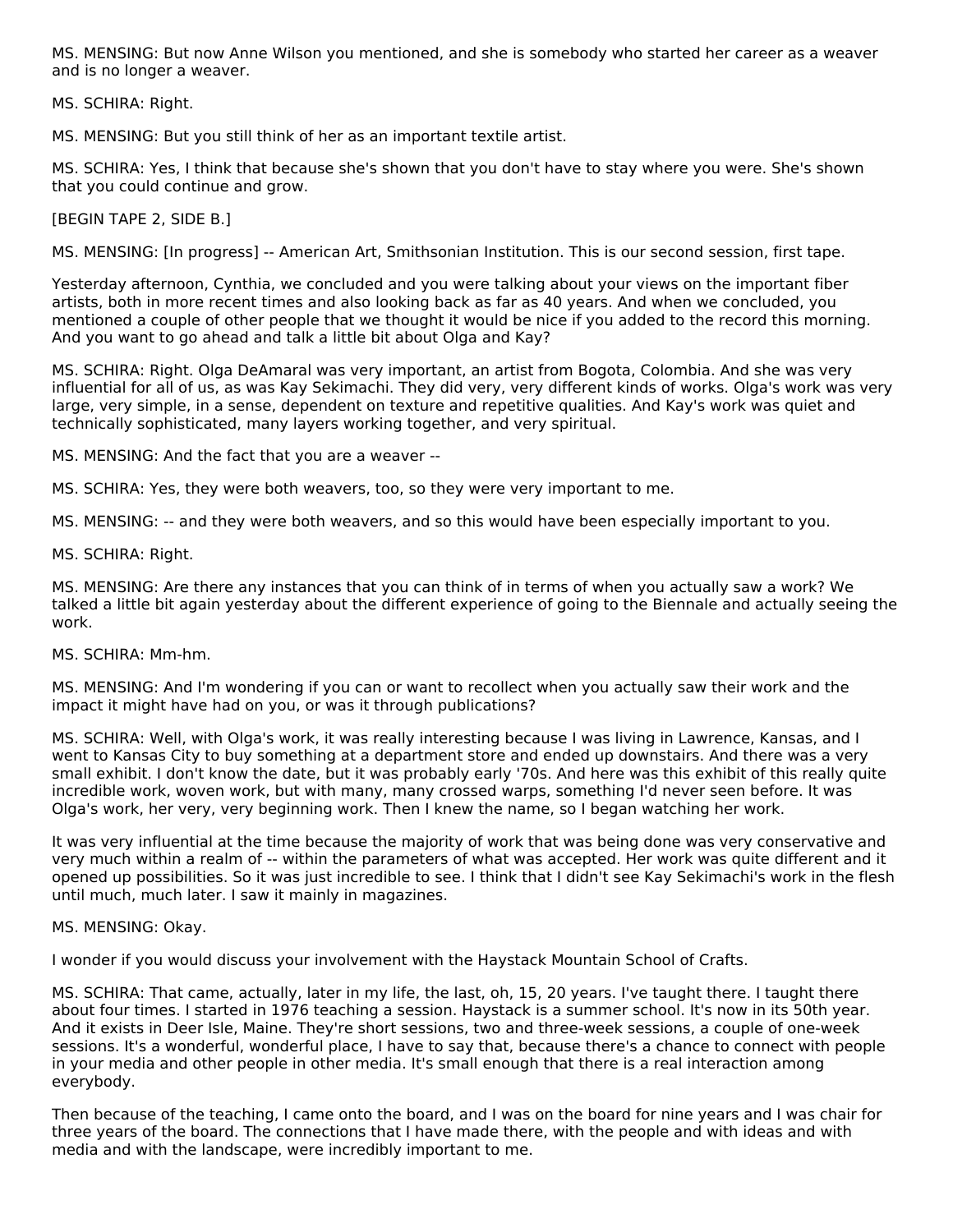MS. MENSING: But now Anne Wilson you mentioned, and she is somebody who started her career as a weaver and is no longer a weaver.

MS. SCHIRA: Right.

MS. MENSING: But you still think of her as an important textile artist.

MS. SCHIRA: Yes, I think that because she's shown that you don't have to stay where you were. She's shown that you could continue and grow.

[BEGIN TAPE 2, SIDE B.]

MS. MENSING: [In progress] -- American Art, Smithsonian Institution. This is our second session, first tape.

Yesterday afternoon, Cynthia, we concluded and you were talking about your views on the important fiber artists, both in more recent times and also looking back as far as 40 years. And when we concluded, you mentioned a couple of other people that we thought it would be nice if you added to the record this morning. And you want to go ahead and talk a little bit about Olga and Kay?

MS. SCHIRA: Right. Olga DeAmaral was very important, an artist from Bogota, Colombia. And she was very influential for all of us, as was Kay Sekimachi. They did very, very different kinds of works. Olga's work was very large, very simple, in a sense, dependent on texture and repetitive qualities. And Kay's work was quiet and technically sophisticated, many layers working together, and very spiritual.

MS. MENSING: And the fact that you are a weaver --

MS. SCHIRA: Yes, they were both weavers, too, so they were very important to me.

MS. MENSING: -- and they were both weavers, and so this would have been especially important to you.

MS. SCHIRA: Right.

MS. MENSING: Are there any instances that you can think of in terms of when you actually saw a work? We talked a little bit again yesterday about the different experience of going to the Biennale and actually seeing the work.

MS. SCHIRA: Mm-hm.

MS. MENSING: And I'm wondering if you can or want to recollect when you actually saw their work and the impact it might have had on you, or was it through publications?

MS. SCHIRA: Well, with Olga's work, it was really interesting because I was living in Lawrence, Kansas, and I went to Kansas City to buy something at a department store and ended up downstairs. And there was a very small exhibit. I don't know the date, but it was probably early '70s. And here was this exhibit of this really quite incredible work, woven work, but with many, many crossed warps, something I'd never seen before. It was Olga's work, her very, very beginning work. Then I knew the name, so I began watching her work.

It was very influential at the time because the majority of work that was being done was very conservative and very much within a realm of -- within the parameters of what was accepted. Her work was quite different and it opened up possibilities. So it was just incredible to see. I think that I didn't see Kay Sekimachi's work in the flesh until much, much later. I saw it mainly in magazines.

MS. MENSING: Okay.

I wonder if you would discuss your involvement with the Haystack Mountain School of Crafts.

MS. SCHIRA: That came, actually, later in my life, the last, oh, 15, 20 years. I've taught there. I taught there about four times. I started in 1976 teaching a session. Haystack is a summer school. It's now in its 50th year. And it exists in Deer Isle, Maine. They're short sessions, two and three-week sessions, a couple of one-week sessions. It's a wonderful, wonderful place, I have to say that, because there's a chance to connect with people in your media and other people in other media. It's small enough that there is a real interaction among everybody.

Then because of the teaching, I came onto the board, and I was on the board for nine years and I was chair for three years of the board. The connections that I have made there, with the people and with ideas and with media and with the landscape, were incredibly important to me.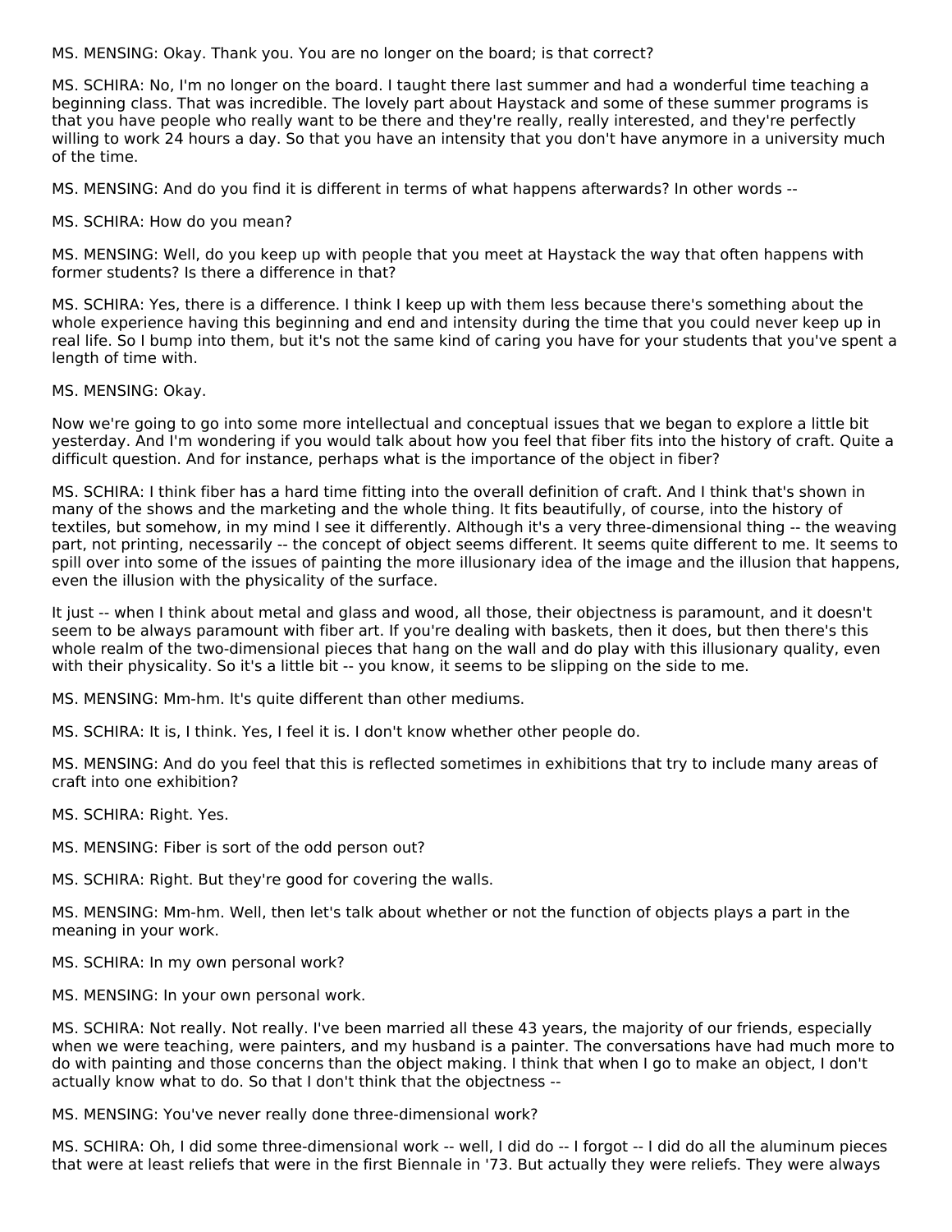MS. MENSING: Okay. Thank you. You are no longer on the board; is that correct?

MS. SCHIRA: No, I'm no longer on the board. I taught there last summer and had a wonderful time teaching a beginning class. That was incredible. The lovely part about Haystack and some of these summer programs is that you have people who really want to be there and they're really, really interested, and they're perfectly willing to work 24 hours a day. So that you have an intensity that you don't have anymore in a university much of the time.

MS. MENSING: And do you find it is different in terms of what happens afterwards? In other words --

MS. SCHIRA: How do you mean?

MS. MENSING: Well, do you keep up with people that you meet at Haystack the way that often happens with former students? Is there a difference in that?

MS. SCHIRA: Yes, there is a difference. I think I keep up with them less because there's something about the whole experience having this beginning and end and intensity during the time that you could never keep up in real life. So I bump into them, but it's not the same kind of caring you have for your students that you've spent a length of time with.

MS. MENSING: Okay.

Now we're going to go into some more intellectual and conceptual issues that we began to explore a little bit yesterday. And I'm wondering if you would talk about how you feel that fiber fits into the history of craft. Quite a difficult question. And for instance, perhaps what is the importance of the object in fiber?

MS. SCHIRA: I think fiber has a hard time fitting into the overall definition of craft. And I think that's shown in many of the shows and the marketing and the whole thing. It fits beautifully, of course, into the history of textiles, but somehow, in my mind I see it differently. Although it's a very three-dimensional thing -- the weaving part, not printing, necessarily -- the concept of object seems different. It seems quite different to me. It seems to spill over into some of the issues of painting the more illusionary idea of the image and the illusion that happens, even the illusion with the physicality of the surface.

It just -- when I think about metal and glass and wood, all those, their objectness is paramount, and it doesn't seem to be always paramount with fiber art. If you're dealing with baskets, then it does, but then there's this whole realm of the two-dimensional pieces that hang on the wall and do play with this illusionary quality, even with their physicality. So it's a little bit -- you know, it seems to be slipping on the side to me.

MS. MENSING: Mm-hm. It's quite different than other mediums.

MS. SCHIRA: It is, I think. Yes, I feel it is. I don't know whether other people do.

MS. MENSING: And do you feel that this is reflected sometimes in exhibitions that try to include many areas of craft into one exhibition?

MS. SCHIRA: Right. Yes.

MS. MENSING: Fiber is sort of the odd person out?

MS. SCHIRA: Right. But they're good for covering the walls.

MS. MENSING: Mm-hm. Well, then let's talk about whether or not the function of objects plays a part in the meaning in your work.

MS. SCHIRA: In my own personal work?

MS. MENSING: In your own personal work.

MS. SCHIRA: Not really. Not really. I've been married all these 43 years, the majority of our friends, especially when we were teaching, were painters, and my husband is a painter. The conversations have had much more to do with painting and those concerns than the object making. I think that when I go to make an object, I don't actually know what to do. So that I don't think that the objectness --

MS. MENSING: You've never really done three-dimensional work?

MS. SCHIRA: Oh, I did some three-dimensional work -- well, I did do -- I forgot -- I did do all the aluminum pieces that were at least reliefs that were in the first Biennale in '73. But actually they were reliefs. They were always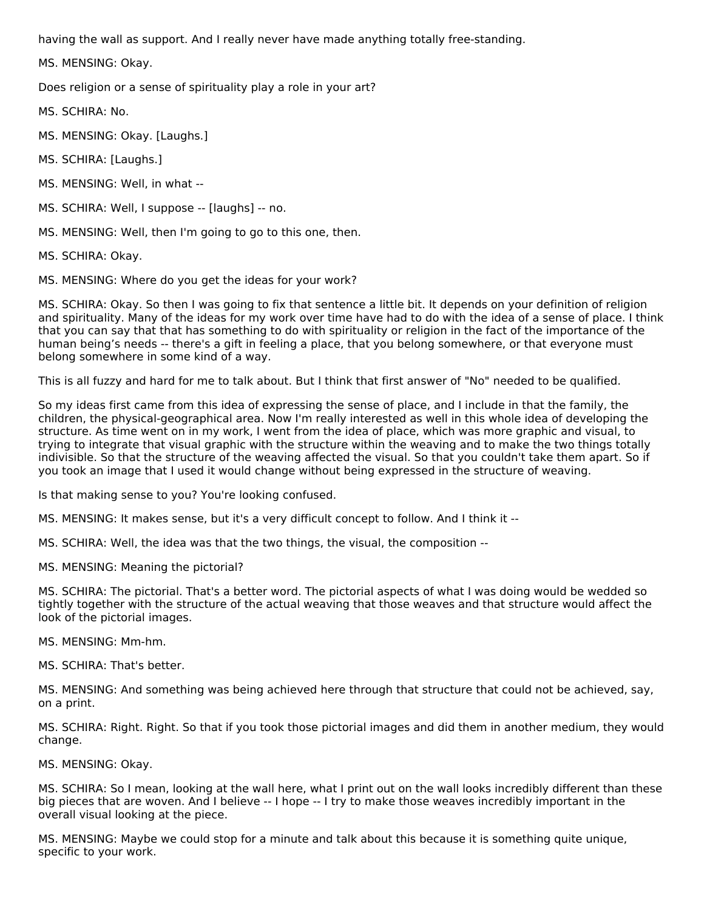having the wall as support. And I really never have made anything totally free-standing.

MS. MENSING: Okay.

Does religion or a sense of spirituality play a role in your art?

MS. SCHIRA: No.

MS. MENSING: Okay. [Laughs.]

MS. SCHIRA: [Laughs.]

MS. MENSING: Well, in what --

MS. SCHIRA: Well, I suppose -- [laughs] -- no.

MS. MENSING: Well, then I'm going to go to this one, then.

MS. SCHIRA: Okay.

MS. MENSING: Where do you get the ideas for your work?

MS. SCHIRA: Okay. So then I was going to fix that sentence a little bit. It depends on your definition of religion and spirituality. Many of the ideas for my work over time have had to do with the idea of a sense of place. I think that you can say that that has something to do with spirituality or religion in the fact of the importance of the human being's needs -- there's a gift in feeling a place, that you belong somewhere, or that everyone must belong somewhere in some kind of a way.

This is all fuzzy and hard for me to talk about. But I think that first answer of "No" needed to be qualified.

So my ideas first came from this idea of expressing the sense of place, and I include in that the family, the children, the physical-geographical area. Now I'm really interested as well in this whole idea of developing the structure. As time went on in my work, I went from the idea of place, which was more graphic and visual, to trying to integrate that visual graphic with the structure within the weaving and to make the two things totally indivisible. So that the structure of the weaving affected the visual. So that you couldn't take them apart. So if you took an image that I used it would change without being expressed in the structure of weaving.

Is that making sense to you? You're looking confused.

MS. MENSING: It makes sense, but it's a very difficult concept to follow. And I think it --

MS. SCHIRA: Well, the idea was that the two things, the visual, the composition --

MS. MENSING: Meaning the pictorial?

MS. SCHIRA: The pictorial. That's a better word. The pictorial aspects of what I was doing would be wedded so tightly together with the structure of the actual weaving that those weaves and that structure would affect the look of the pictorial images.

MS. MENSING: Mm-hm.

MS. SCHIRA: That's better.

MS. MENSING: And something was being achieved here through that structure that could not be achieved, say, on a print.

MS. SCHIRA: Right. Right. So that if you took those pictorial images and did them in another medium, they would change.

MS. MENSING: Okay.

MS. SCHIRA: So I mean, looking at the wall here, what I print out on the wall looks incredibly different than these big pieces that are woven. And I believe -- I hope -- I try to make those weaves incredibly important in the overall visual looking at the piece.

MS. MENSING: Maybe we could stop for a minute and talk about this because it is something quite unique, specific to your work.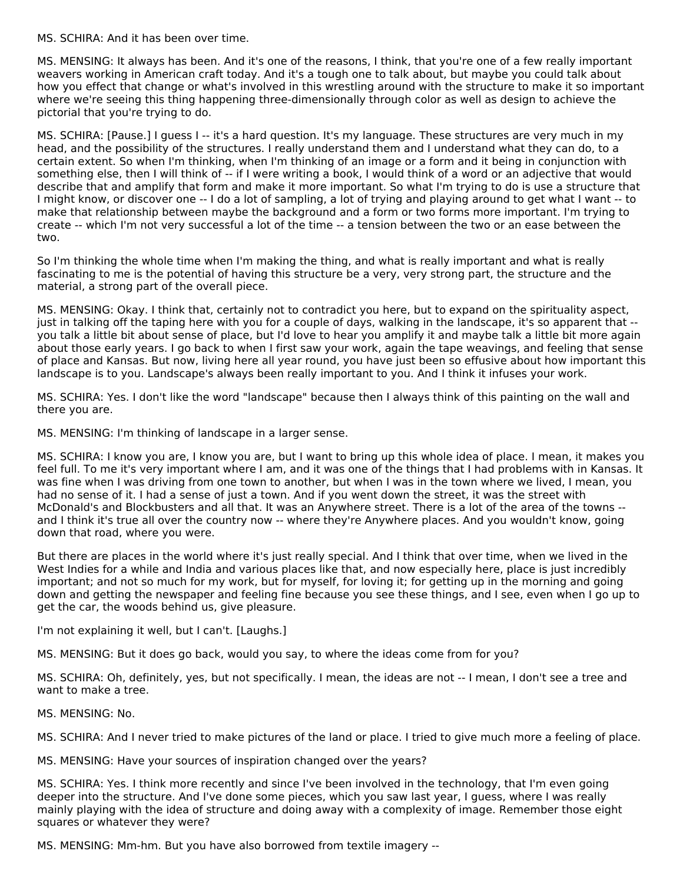MS. SCHIRA: And it has been over time.

MS. MENSING: It always has been. And it's one of the reasons, I think, that you're one of a few really important weavers working in American craft today. And it's a tough one to talk about, but maybe you could talk about how you effect that change or what's involved in this wrestling around with the structure to make it so important where we're seeing this thing happening three-dimensionally through color as well as design to achieve the pictorial that you're trying to do.

MS. SCHIRA: [Pause.] I guess I -- it's a hard question. It's my language. These structures are very much in my head, and the possibility of the structures. I really understand them and I understand what they can do, to a certain extent. So when I'm thinking, when I'm thinking of an image or a form and it being in conjunction with something else, then I will think of -- if I were writing a book, I would think of a word or an adjective that would describe that and amplify that form and make it more important. So what I'm trying to do is use a structure that I might know, or discover one -- I do a lot of sampling, a lot of trying and playing around to get what I want -- to make that relationship between maybe the background and a form or two forms more important. I'm trying to create -- which I'm not very successful a lot of the time -- a tension between the two or an ease between the two.

So I'm thinking the whole time when I'm making the thing, and what is really important and what is really fascinating to me is the potential of having this structure be a very, very strong part, the structure and the material, a strong part of the overall piece.

MS. MENSING: Okay. I think that, certainly not to contradict you here, but to expand on the spirituality aspect, just in talking off the taping here with you for a couple of days, walking in the landscape, it's so apparent that -- you talk a little bit about sense of place, but I'd love to hear you amplify it and maybe talk a little bit more again about those early years. I go back to when I first saw your work, again the tape weavings, and feeling that sense of place and Kansas. But now, living here all year round, you have just been so effusive about how important this landscape is to you. Landscape's always been really important to you. And I think it infuses your work.

MS. SCHIRA: Yes. I don't like the word "landscape" because then I always think of this painting on the wall and there you are.

MS. MENSING: I'm thinking of landscape in a larger sense.

MS. SCHIRA: I know you are, I know you are, but I want to bring up this whole idea of place. I mean, it makes you feel full. To me it's very important where I am, and it was one of the things that I had problems with in Kansas. It was fine when I was driving from one town to another, but when I was in the town where we lived, I mean, you had no sense of it. I had a sense of just a town. And if you went down the street, it was the street with McDonald's and Blockbusters and all that. It was an Anywhere street. There is a lot of the area of the towns -- and I think it's true all over the country now -- where they're Anywhere places. And you wouldn't know, going down that road, where you were.

But there are places in the world where it's just really special. And I think that over time, when we lived in the West Indies for a while and India and various places like that, and now especially here, place is just incredibly important; and not so much for my work, but for myself, for loving it; for getting up in the morning and going down and getting the newspaper and feeling fine because you see these things, and I see, even when I go up to get the car, the woods behind us, give pleasure.

I'm not explaining it well, but I can't. [Laughs.]

MS. MENSING: But it does go back, would you say, to where the ideas come from for you?

MS. SCHIRA: Oh, definitely, yes, but not specifically. I mean, the ideas are not -- I mean, I don't see a tree and want to make a tree.

MS. MENSING: No.

MS. SCHIRA: And I never tried to make pictures of the land or place. I tried to give much more a feeling of place.

MS. MENSING: Have your sources of inspiration changed over the years?

MS. SCHIRA: Yes. I think more recently and since I've been involved in the technology, that I'm even going deeper into the structure. And I've done some pieces, which you saw last year, I guess, where I was really mainly playing with the idea of structure and doing away with a complexity of image. Remember those eight squares or whatever they were?

MS. MENSING: Mm-hm. But you have also borrowed from textile imagery --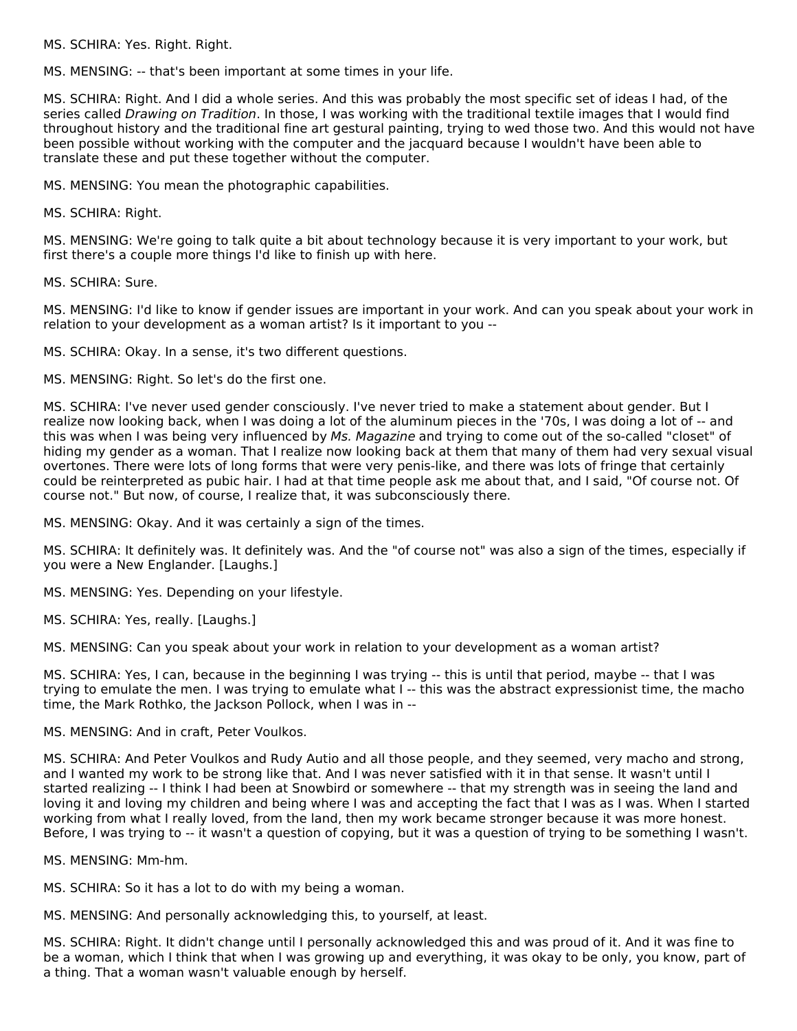MS. SCHIRA: Yes. Right. Right.

MS. MENSING: -- that's been important at some times in your life.

MS. SCHIRA: Right. And I did a whole series. And this was probably the most specific set of ideas I had, of the series called *Drawing on Tradition*. In those, I was working with the traditional textile images that I would find throughout history and the traditional fine art gestural painting, trying to wed those two. And this would not have been possible without working with the computer and the jacquard because I wouldn't have been able to translate these and put these together without the computer.

MS. MENSING: You mean the photographic capabilities.

MS. SCHIRA: Right.

MS. MENSING: We're going to talk quite a bit about technology because it is very important to your work, but first there's a couple more things I'd like to finish up with here.

MS. SCHIRA: Sure.

MS. MENSING: I'd like to know if gender issues are important in your work. And can you speak about your work in relation to your development as a woman artist? Is it important to you --

MS. SCHIRA: Okay. In a sense, it's two different questions.

MS. MENSING: Right. So let's do the first one.

MS. SCHIRA: I've never used gender consciously. I've never tried to make a statement about gender. But I realize now looking back, when I was doing a lot of the aluminum pieces in the '70s, I was doing a lot of -- and this was when I was being very influenced by *Ms. Magazine* and trying to come out of the so-called "closet" of hiding my gender as a woman. That I realize now looking back at them that many of them had very sexual visual overtones. There were lots of long forms that were very penis-like, and there was lots of fringe that certainly could be reinterpreted as pubic hair. I had at that time people ask me about that, and I said, "Of course not. Of course not." But now, of course, I realize that, it was subconsciously there.

MS. MENSING: Okay. And it was certainly a sign of the times.

MS. SCHIRA: It definitely was. It definitely was. And the "of course not" was also a sign of the times, especially if you were a New Englander. [Laughs.]

MS. MENSING: Yes. Depending on your lifestyle.

MS. SCHIRA: Yes, really. [Laughs.]

MS. MENSING: Can you speak about your work in relation to your development as a woman artist?

MS. SCHIRA: Yes, I can, because in the beginning I was trying -- this is until that period, maybe -- that I was trying to emulate the men. I was trying to emulate what I -- this was the abstract expressionist time, the macho time, the Mark Rothko, the Jackson Pollock, when I was in --

MS. MENSING: And in craft, Peter Voulkos.

MS. SCHIRA: And Peter Voulkos and Rudy Autio and all those people, and they seemed, very macho and strong, and I wanted my work to be strong like that. And I was never satisfied with it in that sense. It wasn't until I started realizing -- I think I had been at Snowbird or somewhere -- that my strength was in seeing the land and loving it and loving my children and being where I was and accepting the fact that I was as I was. When I started working from what I really loved, from the land, then my work became stronger because it was more honest. Before, I was trying to -- it wasn't a question of copying, but it was a question of trying to be something I wasn't.

MS. MENSING: Mm-hm.

MS. SCHIRA: So it has a lot to do with my being a woman.

MS. MENSING: And personally acknowledging this, to yourself, at least.

MS. SCHIRA: Right. It didn't change until I personally acknowledged this and was proud of it. And it was fine to be a woman, which I think that when I was growing up and everything, it was okay to be only, you know, part of a thing. That a woman wasn't valuable enough by herself.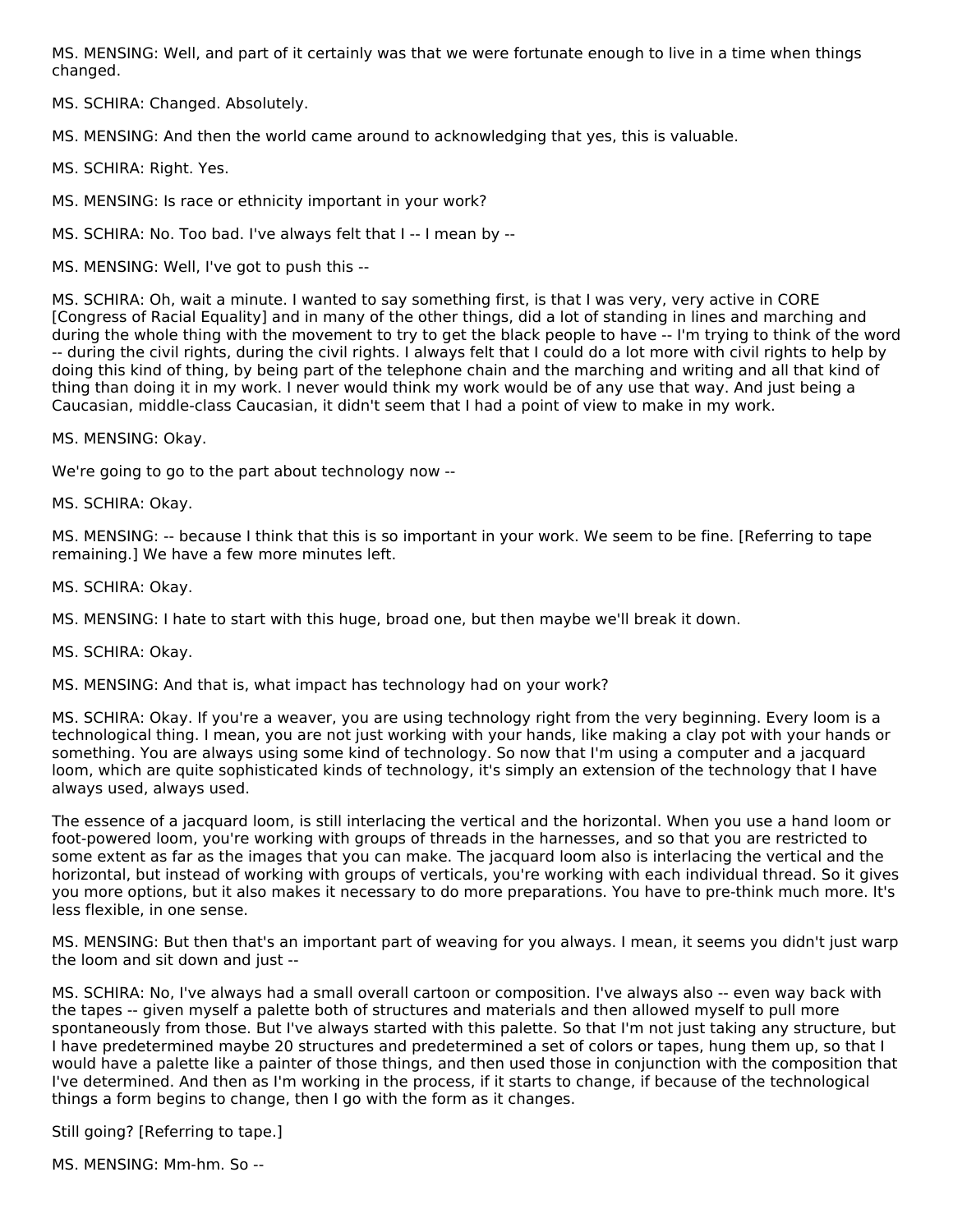MS. MENSING: Well, and part of it certainly was that we were fortunate enough to live in a time when things changed.

MS. SCHIRA: Changed. Absolutely.

MS. MENSING: And then the world came around to acknowledging that yes, this is valuable.

MS. SCHIRA: Right. Yes.

MS. MENSING: Is race or ethnicity important in your work?

MS. SCHIRA: No. Too bad. I've always felt that I -- I mean by --

MS. MENSING: Well, I've got to push this --

MS. SCHIRA: Oh, wait a minute. I wanted to say something first, is that I was very, very active in CORE [Congress of Racial Equality] and in many of the other things, did a lot of standing in lines and marching and during the whole thing with the movement to try to get the black people to have -- I'm trying to think of the word -- during the civil rights, during the civil rights. I always felt that I could do a lot more with civil rights to help by doing this kind of thing, by being part of the telephone chain and the marching and writing and all that kind of thing than doing it in my work. I never would think my work would be of any use that way. And just being a Caucasian, middle-class Caucasian, it didn't seem that I had a point of view to make in my work.

MS. MENSING: Okay.

We're going to go to the part about technology now --

MS. SCHIRA: Okay.

MS. MENSING: -- because I think that this is so important in your work. We seem to be fine. [Referring to tape remaining.] We have a few more minutes left.

MS. SCHIRA: Okay.

MS. MENSING: I hate to start with this huge, broad one, but then maybe we'll break it down.

MS. SCHIRA: Okay.

MS. MENSING: And that is, what impact has technology had on your work?

MS. SCHIRA: Okay. If you're a weaver, you are using technology right from the very beginning. Every loom is a technological thing. I mean, you are not just working with your hands, like making a clay pot with your hands or something. You are always using some kind of technology. So now that I'm using a computer and a jacquard loom, which are quite sophisticated kinds of technology, it's simply an extension of the technology that I have always used, always used.

The essence of a jacquard loom, is still interlacing the vertical and the horizontal. When you use a hand loom or foot-powered loom, you're working with groups of threads in the harnesses, and so that you are restricted to some extent as far as the images that you can make. The jacquard loom also is interlacing the vertical and the horizontal, but instead of working with groups of verticals, you're working with each individual thread. So it gives you more options, but it also makes it necessary to do more preparations. You have to pre-think much more. It's less flexible, in one sense.

MS. MENSING: But then that's an important part of weaving for you always. I mean, it seems you didn't just warp the loom and sit down and just --

MS. SCHIRA: No, I've always had a small overall cartoon or composition. I've always also -- even way back with the tapes -- given myself a palette both of structures and materials and then allowed myself to pull more spontaneously from those. But I've always started with this palette. So that I'm not just taking any structure, but I have predetermined maybe 20 structures and predetermined a set of colors or tapes, hung them up, so that I would have a palette like a painter of those things, and then used those in conjunction with the composition that I've determined. And then as I'm working in the process, if it starts to change, if because of the technological things a form begins to change, then I go with the form as it changes.

Still going? [Referring to tape.]

MS. MENSING: Mm-hm. So --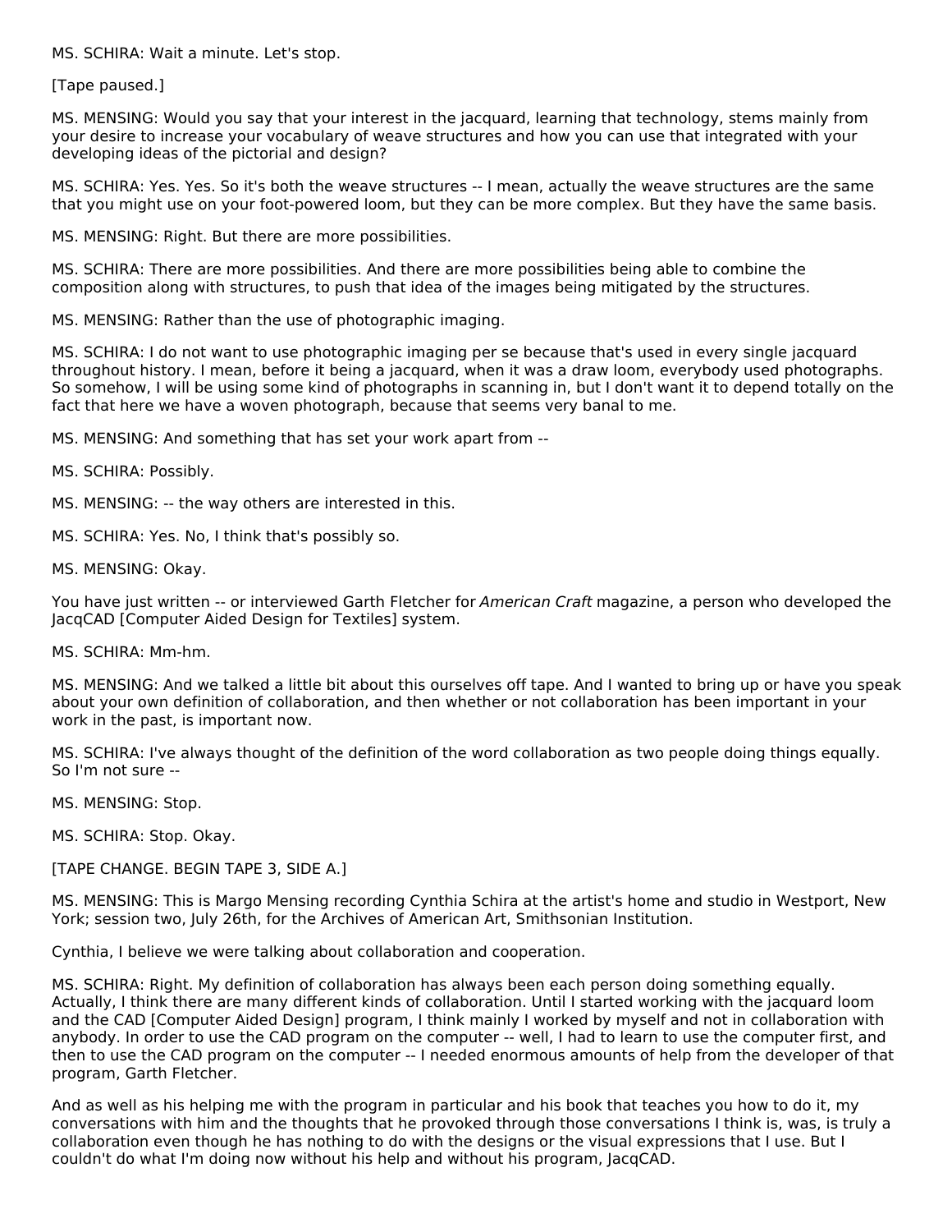MS. SCHIRA: Wait a minute. Let's stop.

[Tape paused.]

MS. MENSING: Would you say that your interest in the jacquard, learning that technology, stems mainly from your desire to increase your vocabulary of weave structures and how you can use that integrated with your developing ideas of the pictorial and design?

MS. SCHIRA: Yes. Yes. So it's both the weave structures -- I mean, actually the weave structures are the same that you might use on your foot-powered loom, but they can be more complex. But they have the same basis.

MS. MENSING: Right. But there are more possibilities.

MS. SCHIRA: There are more possibilities. And there are more possibilities being able to combine the composition along with structures, to push that idea of the images being mitigated by the structures.

MS. MENSING: Rather than the use of photographic imaging.

MS. SCHIRA: I do not want to use photographic imaging per se because that's used in every single jacquard throughout history. I mean, before it being a jacquard, when it was a draw loom, everybody used photographs. So somehow, I will be using some kind of photographs in scanning in, but I don't want it to depend totally on the fact that here we have a woven photograph, because that seems very banal to me.

MS. MENSING: And something that has set your work apart from --

MS. SCHIRA: Possibly.

MS. MENSING: -- the way others are interested in this.

MS. SCHIRA: Yes. No, I think that's possibly so.

MS. MENSING: Okay.

You have just written -- or interviewed Garth Fletcher for *American Craft* magazine, a person who developed the JacqCAD [Computer Aided Design for Textiles] system.

MS. SCHIRA: Mm-hm.

MS. MENSING: And we talked a little bit about this ourselves off tape. And I wanted to bring up or have you speak about your own definition of collaboration, and then whether or not collaboration has been important in your work in the past, is important now.

MS. SCHIRA: I've always thought of the definition of the word collaboration as two people doing things equally. So I'm not sure --

MS. MENSING: Stop.

MS. SCHIRA: Stop. Okay.

[TAPE CHANGE. BEGIN TAPE 3, SIDE A.]

MS. MENSING: This is Margo Mensing recording Cynthia Schira at the artist's home and studio in Westport, New York; session two, July 26th, for the Archives of American Art, Smithsonian Institution.

Cynthia, I believe we were talking about collaboration and cooperation.

MS. SCHIRA: Right. My definition of collaboration has always been each person doing something equally. Actually, I think there are many different kinds of collaboration. Until I started working with the jacquard loom and the CAD [Computer Aided Design] program, I think mainly I worked by myself and not in collaboration with anybody. In order to use the CAD program on the computer -- well, I had to learn to use the computer first, and then to use the CAD program on the computer -- I needed enormous amounts of help from the developer of that program, Garth Fletcher.

And as well as his helping me with the program in particular and his book that teaches you how to do it, my conversations with him and the thoughts that he provoked through those conversations I think is, was, is truly a collaboration even though he has nothing to do with the designs or the visual expressions that I use. But I couldn't do what I'm doing now without his help and without his program, JacqCAD.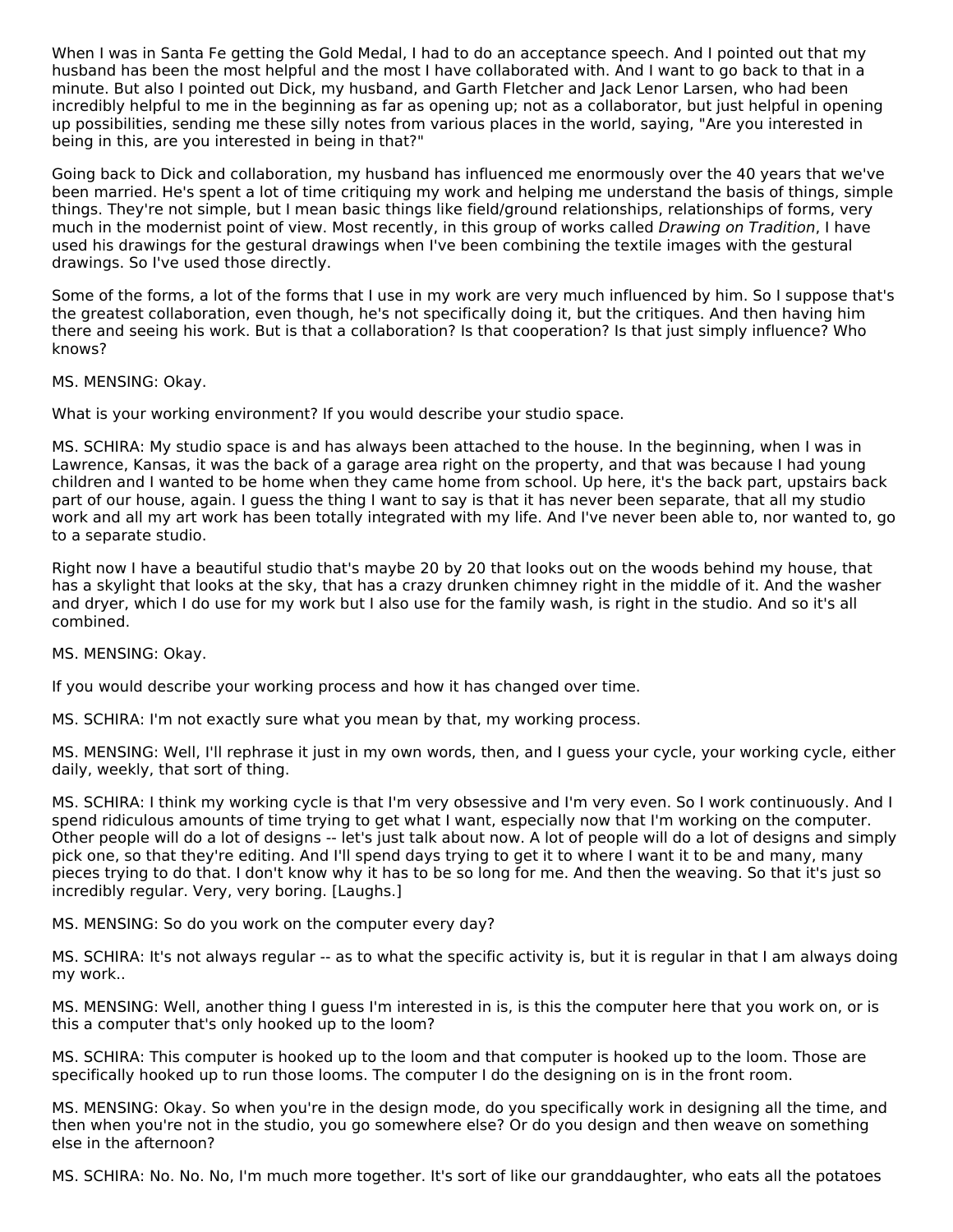When I was in Santa Fe getting the Gold Medal, I had to do an acceptance speech. And I pointed out that my husband has been the most helpful and the most I have collaborated with. And I want to go back to that in a minute. But also I pointed out Dick, my husband, and Garth Fletcher and Jack Lenor Larsen, who had been incredibly helpful to me in the beginning as far as opening up; not as a collaborator, but just helpful in opening up possibilities, sending me these silly notes from various places in the world, saying, "Are you interested in being in this, are you interested in being in that?"

Going back to Dick and collaboration, my husband has influenced me enormously over the 40 years that we've been married. He's spent a lot of time critiquing my work and helping me understand the basis of things, simple things. They're not simple, but I mean basic things like field/ground relationships, relationships of forms, very much in the modernist point of view. Most recently, in this group of works called *Drawing on Tradition*, I have used his drawings for the gestural drawings when I've been combining the textile images with the gestural drawings. So I've used those directly.

Some of the forms, a lot of the forms that I use in my work are very much influenced by him. So I suppose that's the greatest collaboration, even though, he's not specifically doing it, but the critiques. And then having him there and seeing his work. But is that a collaboration? Is that cooperation? Is that just simply influence? Who knows?

MS. MENSING: Okay.

What is your working environment? If you would describe your studio space.

MS. SCHIRA: My studio space is and has always been attached to the house. In the beginning, when I was in Lawrence, Kansas, it was the back of a garage area right on the property, and that was because I had young children and I wanted to be home when they came home from school. Up here, it's the back part, upstairs back part of our house, again. I guess the thing I want to say is that it has never been separate, that all my studio work and all my art work has been totally integrated with my life. And I've never been able to, nor wanted to, go to a separate studio.

Right now I have a beautiful studio that's maybe 20 by 20 that looks out on the woods behind my house, that has a skylight that looks at the sky, that has a crazy drunken chimney right in the middle of it. And the washer and dryer, which I do use for my work but I also use for the family wash, is right in the studio. And so it's all combined.

MS. MENSING: Okay.

If you would describe your working process and how it has changed over time.

MS. SCHIRA: I'm not exactly sure what you mean by that, my working process.

MS. MENSING: Well, I'll rephrase it just in my own words, then, and I guess your cycle, your working cycle, either daily, weekly, that sort of thing.

MS. SCHIRA: I think my working cycle is that I'm very obsessive and I'm very even. So I work continuously. And I spend ridiculous amounts of time trying to get what I want, especially now that I'm working on the computer. Other people will do a lot of designs -- let's just talk about now. A lot of people will do a lot of designs and simply pick one, so that they're editing. And I'll spend days trying to get it to where I want it to be and many, many pieces trying to do that. I don't know why it has to be so long for me. And then the weaving. So that it's just so incredibly regular. Very, very boring. [Laughs.]

MS. MENSING: So do you work on the computer every day?

MS. SCHIRA: It's not always regular -- as to what the specific activity is, but it is regular in that I am always doing my work..

MS. MENSING: Well, another thing I guess I'm interested in is, is this the computer here that you work on, or is this a computer that's only hooked up to the loom?

MS. SCHIRA: This computer is hooked up to the loom and that computer is hooked up to the loom. Those are specifically hooked up to run those looms. The computer I do the designing on is in the front room.

MS. MENSING: Okay. So when you're in the design mode, do you specifically work in designing all the time, and then when you're not in the studio, you go somewhere else? Or do you design and then weave on something else in the afternoon?

MS. SCHIRA: No. No. No, I'm much more together. It's sort of like our granddaughter, who eats all the potatoes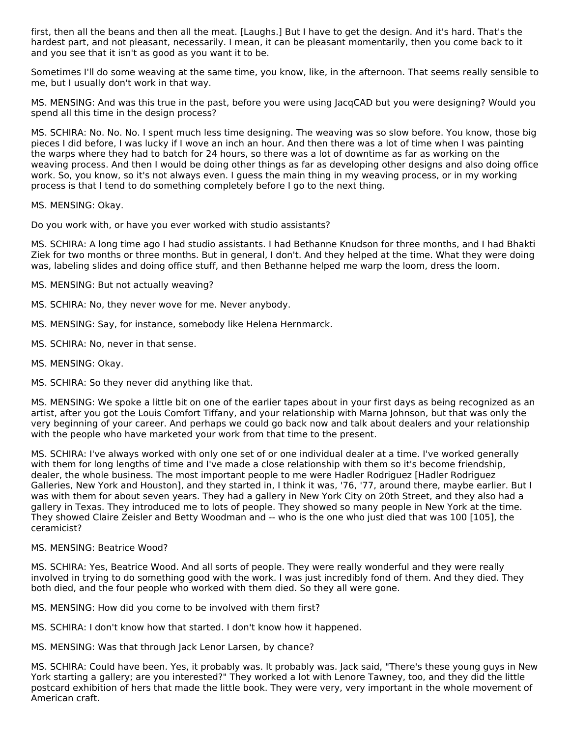first, then all the beans and then all the meat. [Laughs.] But I have to get the design. And it's hard. That's the hardest part, and not pleasant, necessarily. I mean, it can be pleasant momentarily, then you come back to it and you see that it isn't as good as you want it to be.

Sometimes I'll do some weaving at the same time, you know, like, in the afternoon. That seems really sensible to me, but I usually don't work in that way.

MS. MENSING: And was this true in the past, before you were using JacqCAD but you were designing? Would you spend all this time in the design process?

MS. SCHIRA: No. No. No. I spent much less time designing. The weaving was so slow before. You know, those big pieces I did before, I was lucky if I wove an inch an hour. And then there was a lot of time when I was painting the warps where they had to batch for 24 hours, so there was a lot of downtime as far as working on the weaving process. And then I would be doing other things as far as developing other designs and also doing office work. So, you know, so it's not always even. I guess the main thing in my weaving process, or in my working process is that I tend to do something completely before I go to the next thing.

MS. MENSING: Okay.

Do you work with, or have you ever worked with studio assistants?

MS. SCHIRA: A long time ago I had studio assistants. I had Bethanne Knudson for three months, and I had Bhakti Ziek for two months or three months. But in general, I don't. And they helped at the time. What they were doing was, labeling slides and doing office stuff, and then Bethanne helped me warp the loom, dress the loom.

MS. MENSING: But not actually weaving?

MS. SCHIRA: No, they never wove for me. Never anybody.

MS. MENSING: Say, for instance, somebody like Helena Hernmarck.

MS. SCHIRA: No, never in that sense.

MS. MENSING: Okay.

MS. SCHIRA: So they never did anything like that.

MS. MENSING: We spoke a little bit on one of the earlier tapes about in your first days as being recognized as an artist, after you got the Louis Comfort Tiffany, and your relationship with Marna Johnson, but that was only the very beginning of your career. And perhaps we could go back now and talk about dealers and your relationship with the people who have marketed your work from that time to the present.

MS. SCHIRA: I've always worked with only one set of or one individual dealer at a time. I've worked generally with them for long lengths of time and I've made a close relationship with them so it's become friendship, dealer, the whole business. The most important people to me were Hadler Rodriguez [Hadler Rodriguez Galleries, New York and Houston], and they started in, I think it was, '76, '77, around there, maybe earlier. But I was with them for about seven years. They had a gallery in New York City on 20th Street, and they also had a gallery in Texas. They introduced me to lots of people. They showed so many people in New York at the time. They showed Claire Zeisler and Betty Woodman and -- who is the one who just died that was 100 [105], the ceramicist?

MS. MENSING: Beatrice Wood?

MS. SCHIRA: Yes, Beatrice Wood. And all sorts of people. They were really wonderful and they were really involved in trying to do something good with the work. I was just incredibly fond of them. And they died. They both died, and the four people who worked with them died. So they all were gone.

MS. MENSING: How did you come to be involved with them first?

MS. SCHIRA: I don't know how that started. I don't know how it happened.

MS. MENSING: Was that through Jack Lenor Larsen, by chance?

MS. SCHIRA: Could have been. Yes, it probably was. It probably was. Jack said, "There's these young guys in New York starting a gallery; are you interested?" They worked a lot with Lenore Tawney, too, and they did the little postcard exhibition of hers that made the little book. They were very, very important in the whole movement of American craft.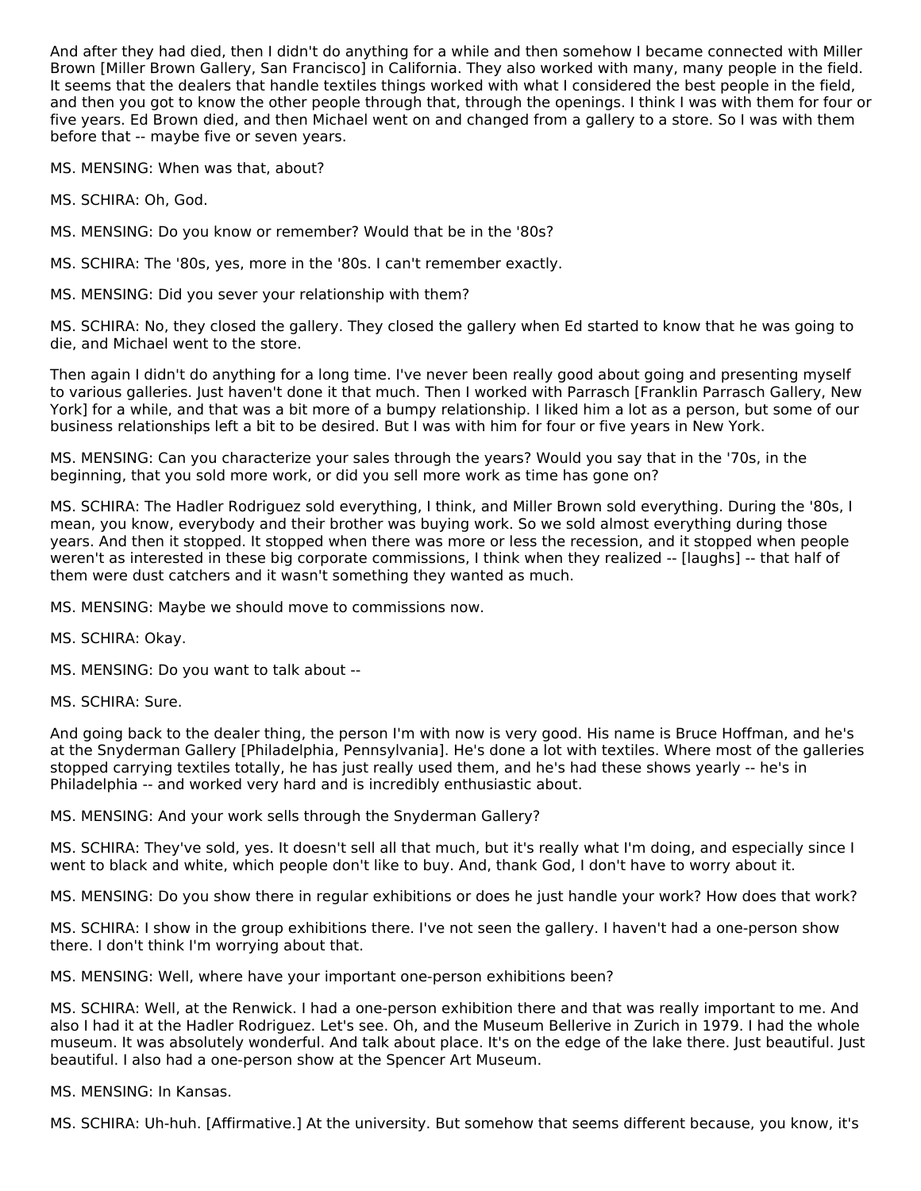And after they had died, then I didn't do anything for a while and then somehow I became connected with Miller Brown [Miller Brown Gallery, San Francisco] in California. They also worked with many, many people in the field. It seems that the dealers that handle textiles things worked with what I considered the best people in the field, and then you got to know the other people through that, through the openings. I think I was with them for four or five years. Ed Brown died, and then Michael went on and changed from a gallery to a store. So I was with them before that -- maybe five or seven years.

MS. MENSING: When was that, about?

MS. SCHIRA: Oh, God.

MS. MENSING: Do you know or remember? Would that be in the '80s?

MS. SCHIRA: The '80s, yes, more in the '80s. I can't remember exactly.

MS. MENSING: Did you sever your relationship with them?

MS. SCHIRA: No, they closed the gallery. They closed the gallery when Ed started to know that he was going to die, and Michael went to the store.

Then again I didn't do anything for a long time. I've never been really good about going and presenting myself to various galleries. Just haven't done it that much. Then I worked with Parrasch [Franklin Parrasch Gallery, New York] for a while, and that was a bit more of a bumpy relationship. I liked him a lot as a person, but some of our business relationships left a bit to be desired. But I was with him for four or five years in New York.

MS. MENSING: Can you characterize your sales through the years? Would you say that in the '70s, in the beginning, that you sold more work, or did you sell more work as time has gone on?

MS. SCHIRA: The Hadler Rodriguez sold everything, I think, and Miller Brown sold everything. During the '80s, I mean, you know, everybody and their brother was buying work. So we sold almost everything during those years. And then it stopped. It stopped when there was more or less the recession, and it stopped when people weren't as interested in these big corporate commissions, I think when they realized -- [laughs] -- that half of them were dust catchers and it wasn't something they wanted as much.

MS. MENSING: Maybe we should move to commissions now.

MS. SCHIRA: Okay.

MS. MENSING: Do you want to talk about --

MS. SCHIRA: Sure.

And going back to the dealer thing, the person I'm with now is very good. His name is Bruce Hoffman, and he's at the Snyderman Gallery [Philadelphia, Pennsylvania]. He's done a lot with textiles. Where most of the galleries stopped carrying textiles totally, he has just really used them, and he's had these shows yearly -- he's in Philadelphia -- and worked very hard and is incredibly enthusiastic about.

MS. MENSING: And your work sells through the Snyderman Gallery?

MS. SCHIRA: They've sold, yes. It doesn't sell all that much, but it's really what I'm doing, and especially since I went to black and white, which people don't like to buy. And, thank God, I don't have to worry about it.

MS. MENSING: Do you show there in regular exhibitions or does he just handle your work? How does that work?

MS. SCHIRA: I show in the group exhibitions there. I've not seen the gallery. I haven't had a one-person show there. I don't think I'm worrying about that.

MS. MENSING: Well, where have your important one-person exhibitions been?

MS. SCHIRA: Well, at the Renwick. I had a one-person exhibition there and that was really important to me. And also I had it at the Hadler Rodriguez. Let's see. Oh, and the Museum Bellerive in Zurich in 1979. I had the whole museum. It was absolutely wonderful. And talk about place. It's on the edge of the lake there. Just beautiful. Just beautiful. I also had a one-person show at the Spencer Art Museum.

MS. MENSING: In Kansas.

MS. SCHIRA: Uh-huh. [Affirmative.] At the university. But somehow that seems different because, you know, it's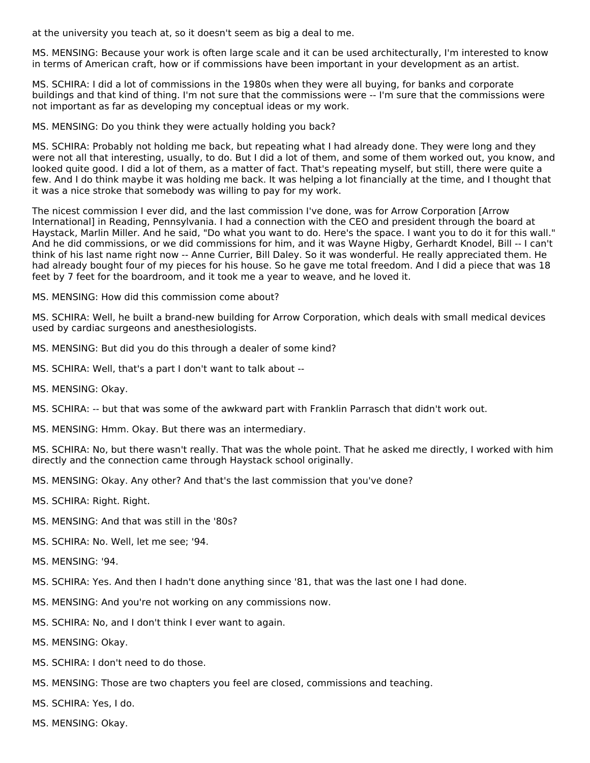at the university you teach at, so it doesn't seem as big a deal to me.

MS. MENSING: Because your work is often large scale and it can be used architecturally, I'm interested to know in terms of American craft, how or if commissions have been important in your development as an artist.

MS. SCHIRA: I did a lot of commissions in the 1980s when they were all buying, for banks and corporate buildings and that kind of thing. I'm not sure that the commissions were -- I'm sure that the commissions were not important as far as developing my conceptual ideas or my work.

MS. MENSING: Do you think they were actually holding you back?

MS. SCHIRA: Probably not holding me back, but repeating what I had already done. They were long and they were not all that interesting, usually, to do. But I did a lot of them, and some of them worked out, you know, and looked quite good. I did a lot of them, as a matter of fact. That's repeating myself, but still, there were quite a few. And I do think maybe it was holding me back. It was helping a lot financially at the time, and I thought that it was a nice stroke that somebody was willing to pay for my work.

The nicest commission I ever did, and the last commission I've done, was for Arrow Corporation [Arrow International] in Reading, Pennsylvania. I had a connection with the CEO and president through the board at Haystack, Marlin Miller. And he said, "Do what you want to do. Here's the space. I want you to do it for this wall." And he did commissions, or we did commissions for him, and it was Wayne Higby, Gerhardt Knodel, Bill -- I can't think of his last name right now -- Anne Currier, Bill Daley. So it was wonderful. He really appreciated them. He had already bought four of my pieces for his house. So he gave me total freedom. And I did a piece that was 18 feet by 7 feet for the boardroom, and it took me a year to weave, and he loved it.

MS. MENSING: How did this commission come about?

MS. SCHIRA: Well, he built a brand-new building for Arrow Corporation, which deals with small medical devices used by cardiac surgeons and anesthesiologists.

MS. MENSING: But did you do this through a dealer of some kind?

MS. SCHIRA: Well, that's a part I don't want to talk about --

MS. MENSING: Okay.

MS. SCHIRA: -- but that was some of the awkward part with Franklin Parrasch that didn't work out.

MS. MENSING: Hmm. Okay. But there was an intermediary.

MS. SCHIRA: No, but there wasn't really. That was the whole point. That he asked me directly, I worked with him directly and the connection came through Haystack school originally.

MS. MENSING: Okay. Any other? And that's the last commission that you've done?

MS. SCHIRA: Right. Right.

MS. MENSING: And that was still in the '80s?

MS. SCHIRA: No. Well, let me see; '94.

MS. MENSING: '94.

MS. SCHIRA: Yes. And then I hadn't done anything since '81, that was the last one I had done.

MS. MENSING: And you're not working on any commissions now.

MS. SCHIRA: No, and I don't think I ever want to again.

MS. MENSING: Okay.

MS. SCHIRA: I don't need to do those.

MS. MENSING: Those are two chapters you feel are closed, commissions and teaching.

MS. SCHIRA: Yes, I do.

MS. MENSING: Okay.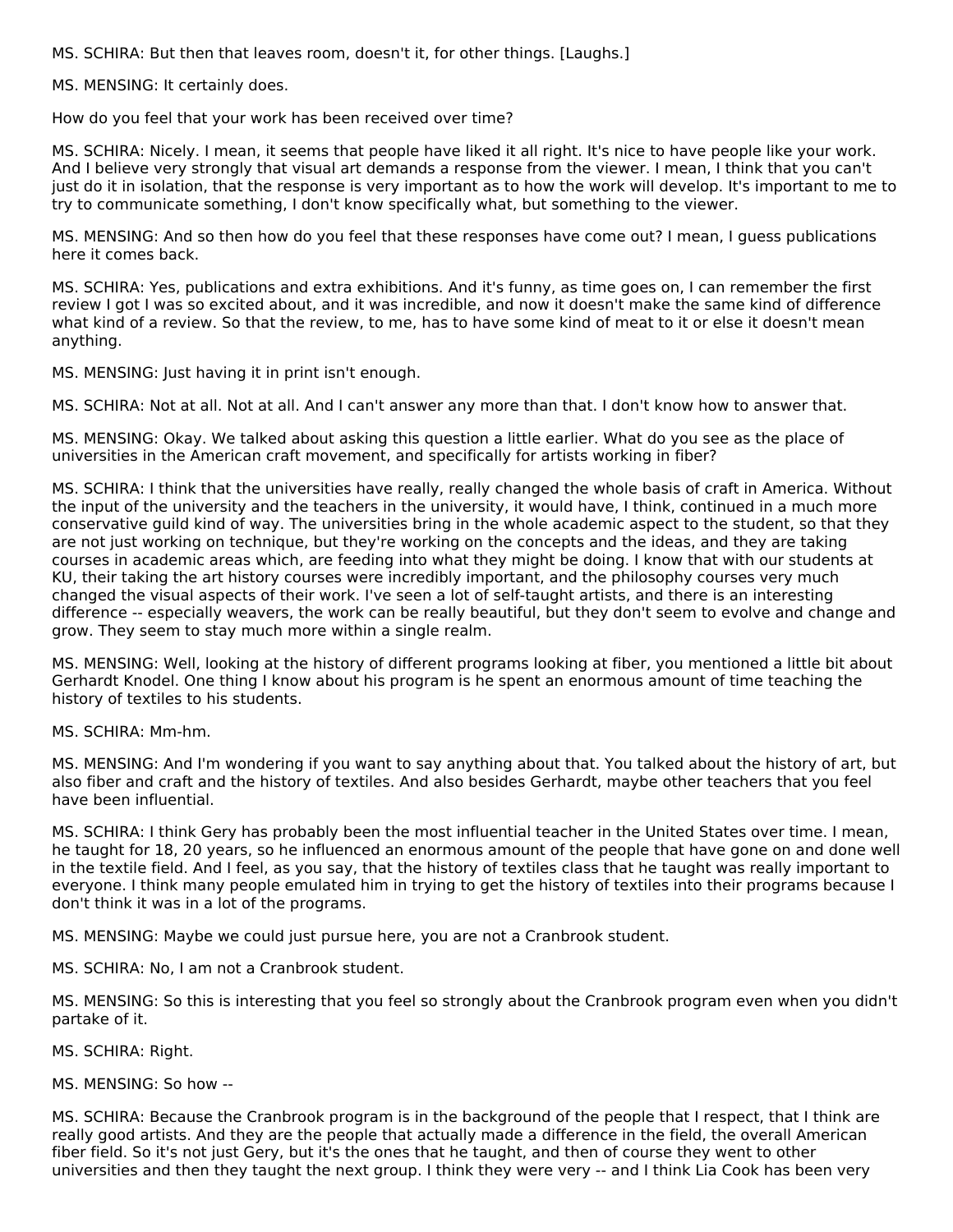MS. SCHIRA: But then that leaves room, doesn't it, for other things. [Laughs.]

MS. MENSING: It certainly does.

How do you feel that your work has been received over time?

MS. SCHIRA: Nicely. I mean, it seems that people have liked it all right. It's nice to have people like your work. And I believe very strongly that visual art demands a response from the viewer. I mean, I think that you can't just do it in isolation, that the response is very important as to how the work will develop. It's important to me to try to communicate something, I don't know specifically what, but something to the viewer.

MS. MENSING: And so then how do you feel that these responses have come out? I mean, I guess publications here it comes back.

MS. SCHIRA: Yes, publications and extra exhibitions. And it's funny, as time goes on, I can remember the first review I got I was so excited about, and it was incredible, and now it doesn't make the same kind of difference what kind of a review. So that the review, to me, has to have some kind of meat to it or else it doesn't mean anything.

MS. MENSING: Just having it in print isn't enough.

MS. SCHIRA: Not at all. Not at all. And I can't answer any more than that. I don't know how to answer that.

MS. MENSING: Okay. We talked about asking this question a little earlier. What do you see as the place of universities in the American craft movement, and specifically for artists working in fiber?

MS. SCHIRA: I think that the universities have really, really changed the whole basis of craft in America. Without the input of the university and the teachers in the university, it would have, I think, continued in a much more conservative guild kind of way. The universities bring in the whole academic aspect to the student, so that they are not just working on technique, but they're working on the concepts and the ideas, and they are taking courses in academic areas which, are feeding into what they might be doing. I know that with our students at KU, their taking the art history courses were incredibly important, and the philosophy courses very much changed the visual aspects of their work. I've seen a lot of self-taught artists, and there is an interesting difference -- especially weavers, the work can be really beautiful, but they don't seem to evolve and change and grow. They seem to stay much more within a single realm.

MS. MENSING: Well, looking at the history of different programs looking at fiber, you mentioned a little bit about Gerhardt Knodel. One thing I know about his program is he spent an enormous amount of time teaching the history of textiles to his students.

MS. SCHIRA: Mm-hm.

MS. MENSING: And I'm wondering if you want to say anything about that. You talked about the history of art, but also fiber and craft and the history of textiles. And also besides Gerhardt, maybe other teachers that you feel have been influential.

MS. SCHIRA: I think Gery has probably been the most influential teacher in the United States over time. I mean, he taught for 18, 20 years, so he influenced an enormous amount of the people that have gone on and done well in the textile field. And I feel, as you say, that the history of textiles class that he taught was really important to everyone. I think many people emulated him in trying to get the history of textiles into their programs because I don't think it was in a lot of the programs.

MS. MENSING: Maybe we could just pursue here, you are not a Cranbrook student.

MS. SCHIRA: No, I am not a Cranbrook student.

MS. MENSING: So this is interesting that you feel so strongly about the Cranbrook program even when you didn't partake of it.

MS. SCHIRA: Right.

MS. MENSING: So how --

MS. SCHIRA: Because the Cranbrook program is in the background of the people that I respect, that I think are really good artists. And they are the people that actually made a difference in the field, the overall American fiber field. So it's not just Gery, but it's the ones that he taught, and then of course they went to other universities and then they taught the next group. I think they were very -- and I think Lia Cook has been very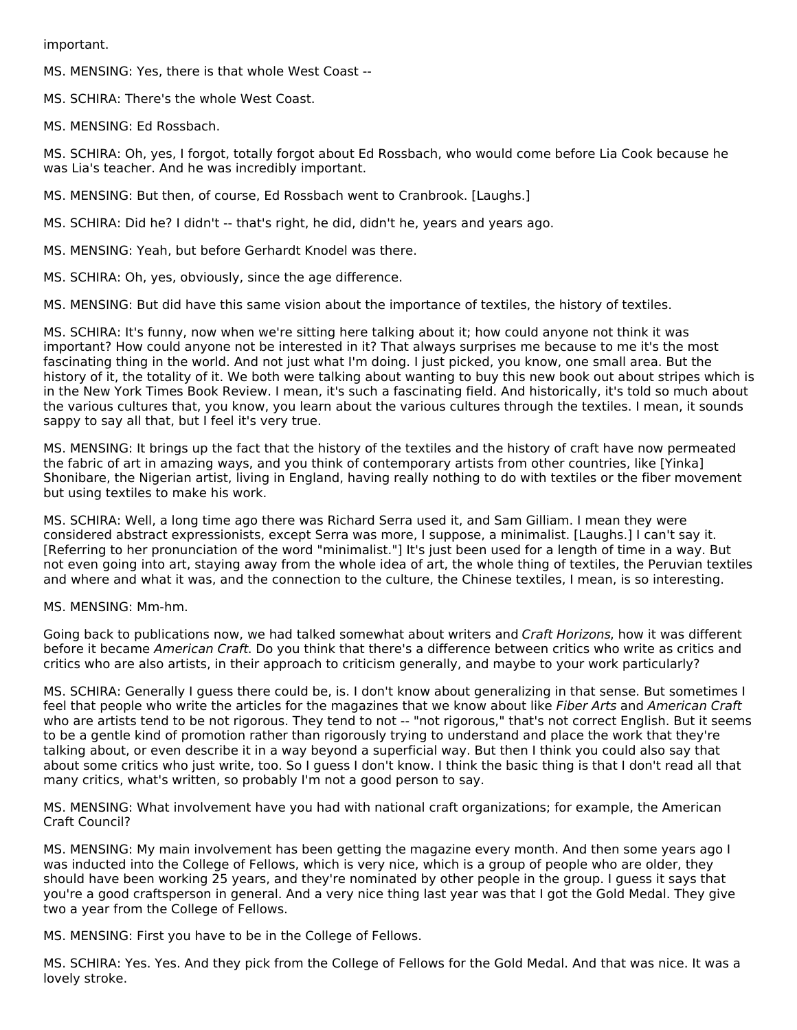important.

MS. MENSING: Yes, there is that whole West Coast --

MS. SCHIRA: There's the whole West Coast.

MS. MENSING: Ed Rossbach.

MS. SCHIRA: Oh, yes, I forgot, totally forgot about Ed Rossbach, who would come before Lia Cook because he was Lia's teacher. And he was incredibly important.

MS. MENSING: But then, of course, Ed Rossbach went to Cranbrook. [Laughs.]

MS. SCHIRA: Did he? I didn't -- that's right, he did, didn't he, years and years ago.

MS. MENSING: Yeah, but before Gerhardt Knodel was there.

MS. SCHIRA: Oh, yes, obviously, since the age difference.

MS. MENSING: But did have this same vision about the importance of textiles, the history of textiles.

MS. SCHIRA: It's funny, now when we're sitting here talking about it; how could anyone not think it was important? How could anyone not be interested in it? That always surprises me because to me it's the most fascinating thing in the world. And not just what I'm doing. I just picked, you know, one small area. But the history of it, the totality of it. We both were talking about wanting to buy this new book out about stripes which is in the New York Times Book Review. I mean, it's such a fascinating field. And historically, it's told so much about the various cultures that, you know, you learn about the various cultures through the textiles. I mean, it sounds sappy to say all that, but I feel it's very true.

MS. MENSING: It brings up the fact that the history of the textiles and the history of craft have now permeated the fabric of art in amazing ways, and you think of contemporary artists from other countries, like [Yinka] Shonibare, the Nigerian artist, living in England, having really nothing to do with textiles or the fiber movement but using textiles to make his work.

MS. SCHIRA: Well, a long time ago there was Richard Serra used it, and Sam Gilliam. I mean they were considered abstract expressionists, except Serra was more, I suppose, a minimalist. [Laughs.] I can't say it. [Referring to her pronunciation of the word "minimalist."] It's just been used for a length of time in a way. But not even going into art, staying away from the whole idea of art, the whole thing of textiles, the Peruvian textiles and where and what it was, and the connection to the culture, the Chinese textiles, I mean, is so interesting.

MS. MENSING: Mm-hm.

Going back to publications now, we had talked somewhat about writers and *Craft Horizons*, how it was different before it became *American Craft*. Do you think that there's a difference between critics who write as critics and critics who are also artists, in their approach to criticism generally, and maybe to your work particularly?

MS. SCHIRA: Generally I guess there could be, is. I don't know about generalizing in that sense. But sometimes I feel that people who write the articles for the magazines that we know about like *Fiber Arts* and *American Craft* who are artists tend to be not rigorous. They tend to not -- "not rigorous," that's not correct English. But it seems to be a gentle kind of promotion rather than rigorously trying to understand and place the work that they're talking about, or even describe it in a way beyond a superficial way. But then I think you could also say that about some critics who just write, too. So I guess I don't know. I think the basic thing is that I don't read all that many critics, what's written, so probably I'm not a good person to say.

MS. MENSING: What involvement have you had with national craft organizations; for example, the American Craft Council?

MS. MENSING: My main involvement has been getting the magazine every month. And then some years ago I was inducted into the College of Fellows, which is very nice, which is a group of people who are older, they should have been working 25 years, and they're nominated by other people in the group. I guess it says that you're a good craftsperson in general. And a very nice thing last year was that I got the Gold Medal. They give two a year from the College of Fellows.

MS. MENSING: First you have to be in the College of Fellows.

MS. SCHIRA: Yes. Yes. And they pick from the College of Fellows for the Gold Medal. And that was nice. It was a lovely stroke.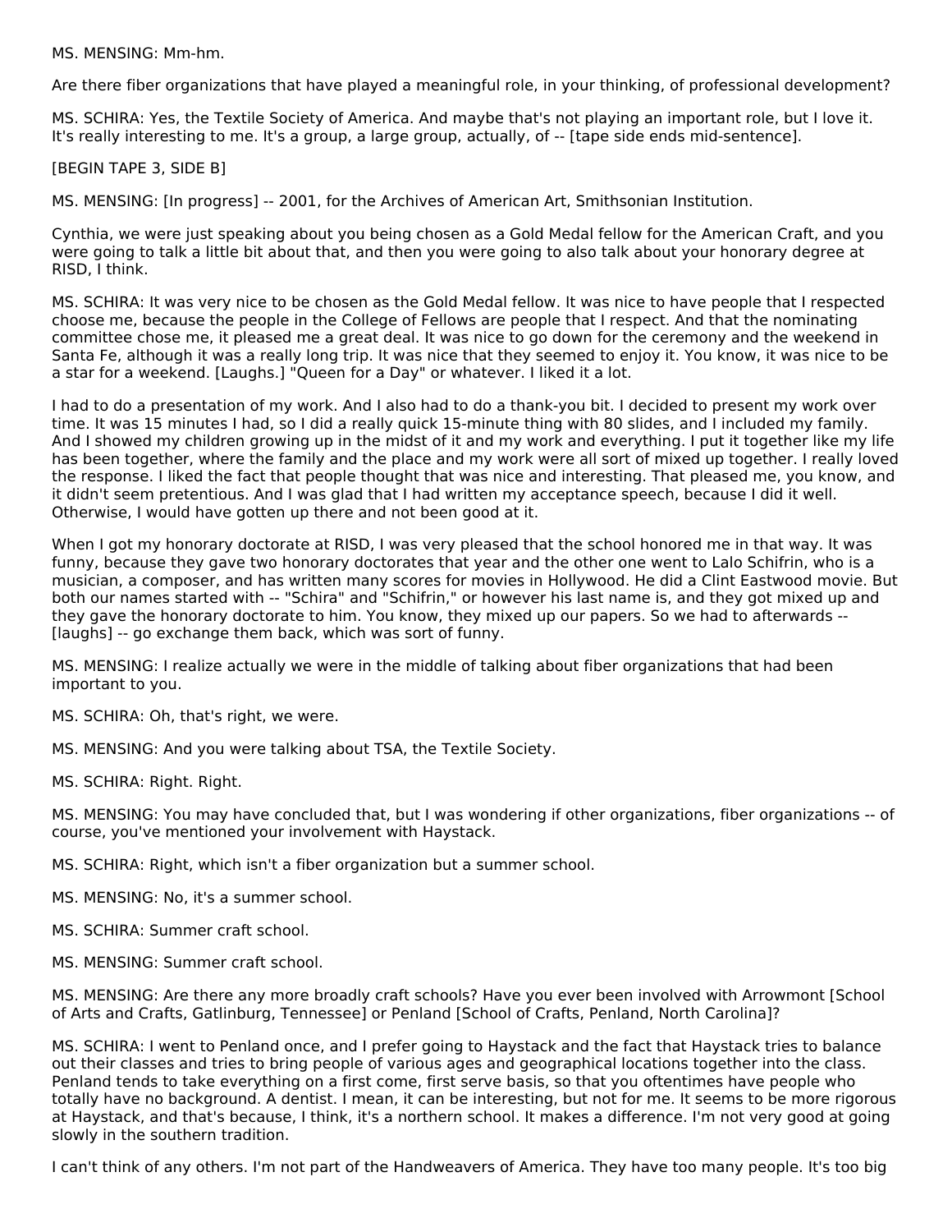MS. MENSING: Mm-hm.

Are there fiber organizations that have played a meaningful role, in your thinking, of professional development?

MS. SCHIRA: Yes, the Textile Society of America. And maybe that's not playing an important role, but I love it. It's really interesting to me. It's a group, a large group, actually, of -- [tape side ends mid-sentence].

[BEGIN TAPE 3, SIDE B]

MS. MENSING: [In progress] -- 2001, for the Archives of American Art, Smithsonian Institution.

Cynthia, we were just speaking about you being chosen as a Gold Medal fellow for the American Craft, and you were going to talk a little bit about that, and then you were going to also talk about your honorary degree at RISD, I think.

MS. SCHIRA: It was very nice to be chosen as the Gold Medal fellow. It was nice to have people that I respected choose me, because the people in the College of Fellows are people that I respect. And that the nominating committee chose me, it pleased me a great deal. It was nice to go down for the ceremony and the weekend in Santa Fe, although it was a really long trip. It was nice that they seemed to enjoy it. You know, it was nice to be a star for a weekend. [Laughs.] "Queen for a Day" or whatever. I liked it a lot.

I had to do a presentation of my work. And I also had to do a thank-you bit. I decided to present my work over time. It was 15 minutes I had, so I did a really quick 15-minute thing with 80 slides, and I included my family. And I showed my children growing up in the midst of it and my work and everything. I put it together like my life has been together, where the family and the place and my work were all sort of mixed up together. I really loved the response. I liked the fact that people thought that was nice and interesting. That pleased me, you know, and it didn't seem pretentious. And I was glad that I had written my acceptance speech, because I did it well. Otherwise, I would have gotten up there and not been good at it.

When I got my honorary doctorate at RISD, I was very pleased that the school honored me in that way. It was funny, because they gave two honorary doctorates that year and the other one went to Lalo Schifrin, who is a musician, a composer, and has written many scores for movies in Hollywood. He did a Clint Eastwood movie. But both our names started with -- "Schira" and "Schifrin," or however his last name is, and they got mixed up and they gave the honorary doctorate to him. You know, they mixed up our papers. So we had to afterwards -- [laughs] -- go exchange them back, which was sort of funny.

MS. MENSING: I realize actually we were in the middle of talking about fiber organizations that had been important to you.

MS. SCHIRA: Oh, that's right, we were.

MS. MENSING: And you were talking about TSA, the Textile Society.

MS. SCHIRA: Right. Right.

MS. MENSING: You may have concluded that, but I was wondering if other organizations, fiber organizations -- of course, you've mentioned your involvement with Haystack.

MS. SCHIRA: Right, which isn't a fiber organization but a summer school.

MS. MENSING: No, it's a summer school.

MS. SCHIRA: Summer craft school.

MS. MENSING: Summer craft school.

MS. MENSING: Are there any more broadly craft schools? Have you ever been involved with Arrowmont [School of Arts and Crafts, Gatlinburg, Tennessee] or Penland [School of Crafts, Penland, North Carolina]?

MS. SCHIRA: I went to Penland once, and I prefer going to Haystack and the fact that Haystack tries to balance out their classes and tries to bring people of various ages and geographical locations together into the class. Penland tends to take everything on a first come, first serve basis, so that you oftentimes have people who totally have no background. A dentist. I mean, it can be interesting, but not for me. It seems to be more rigorous at Haystack, and that's because, I think, it's a northern school. It makes a difference. I'm not very good at going slowly in the southern tradition.

I can't think of any others. I'm not part of the Handweavers of America. They have too many people. It's too big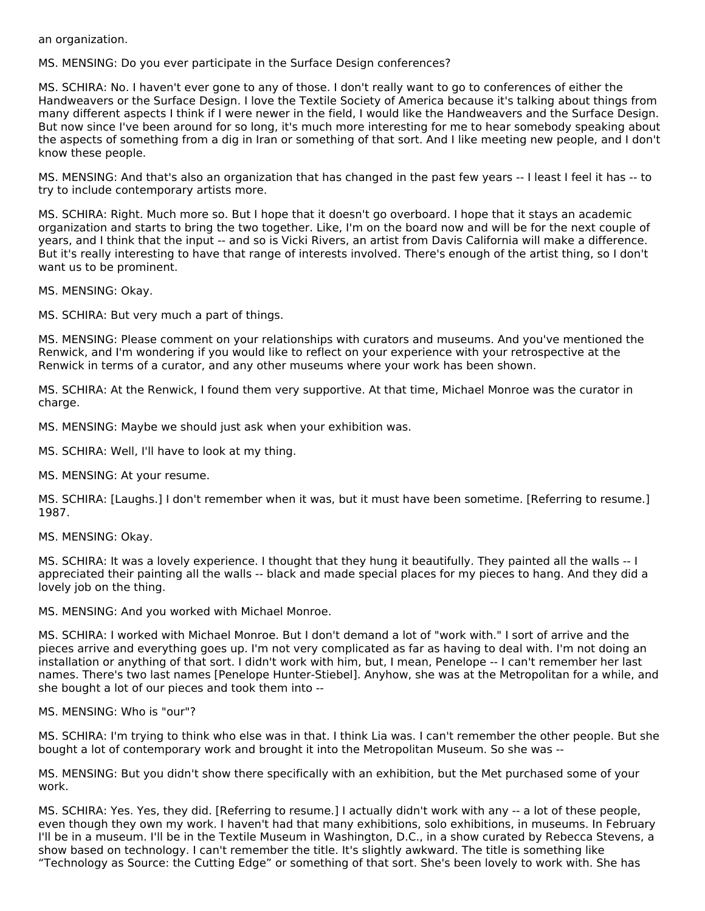an organization.

MS. MENSING: Do you ever participate in the Surface Design conferences?

MS. SCHIRA: No. I haven't ever gone to any of those. I don't really want to go to conferences of either the Handweavers or the Surface Design. I love the Textile Society of America because it's talking about things from many different aspects I think if I were newer in the field, I would like the Handweavers and the Surface Design. But now since I've been around for so long, it's much more interesting for me to hear somebody speaking about the aspects of something from a dig in Iran or something of that sort. And I like meeting new people, and I don't know these people.

MS. MENSING: And that's also an organization that has changed in the past few years -- I least I feel it has -- to try to include contemporary artists more.

MS. SCHIRA: Right. Much more so. But I hope that it doesn't go overboard. I hope that it stays an academic organization and starts to bring the two together. Like, I'm on the board now and will be for the next couple of years, and I think that the input -- and so is Vicki Rivers, an artist from Davis California will make a difference. But it's really interesting to have that range of interests involved. There's enough of the artist thing, so I don't want us to be prominent.

MS. MENSING: Okay.

MS. SCHIRA: But very much a part of things.

MS. MENSING: Please comment on your relationships with curators and museums. And you've mentioned the Renwick, and I'm wondering if you would like to reflect on your experience with your retrospective at the Renwick in terms of a curator, and any other museums where your work has been shown.

MS. SCHIRA: At the Renwick, I found them very supportive. At that time, Michael Monroe was the curator in charge.

MS. MENSING: Maybe we should just ask when your exhibition was.

MS. SCHIRA: Well, I'll have to look at my thing.

MS. MENSING: At your resume.

MS. SCHIRA: [Laughs.] I don't remember when it was, but it must have been sometime. [Referring to resume.] 1987.

MS. MENSING: Okay.

MS. SCHIRA: It was a lovely experience. I thought that they hung it beautifully. They painted all the walls -- I appreciated their painting all the walls -- black and made special places for my pieces to hang. And they did a lovely job on the thing.

MS. MENSING: And you worked with Michael Monroe.

MS. SCHIRA: I worked with Michael Monroe. But I don't demand a lot of "work with." I sort of arrive and the pieces arrive and everything goes up. I'm not very complicated as far as having to deal with. I'm not doing an installation or anything of that sort. I didn't work with him, but, I mean, Penelope -- I can't remember her last names. There's two last names [Penelope Hunter-Stiebel]. Anyhow, she was at the Metropolitan for a while, and she bought a lot of our pieces and took them into --

MS. MENSING: Who is "our"?

MS. SCHIRA: I'm trying to think who else was in that. I think Lia was. I can't remember the other people. But she bought a lot of contemporary work and brought it into the Metropolitan Museum. So she was --

MS. MENSING: But you didn't show there specifically with an exhibition, but the Met purchased some of your work.

MS. SCHIRA: Yes. Yes, they did. [Referring to resume.] I actually didn't work with any -- a lot of these people, even though they own my work. I haven't had that many exhibitions, solo exhibitions, in museums. In February I'll be in a museum. I'll be in the Textile Museum in Washington, D.C., in a show curated by Rebecca Stevens, a show based on technology. I can't remember the title. It's slightly awkward. The title is something like "Technology as Source: the Cutting Edge" or something of that sort. She's been lovely to work with. She has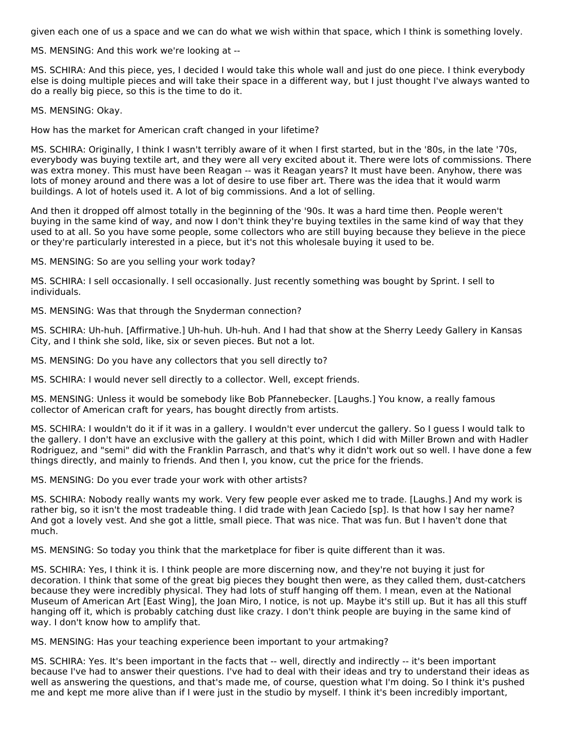given each one of us a space and we can do what we wish within that space, which I think is something lovely.

MS. MENSING: And this work we're looking at --

MS. SCHIRA: And this piece, yes, I decided I would take this whole wall and just do one piece. I think everybody else is doing multiple pieces and will take their space in a different way, but I just thought I've always wanted to do a really big piece, so this is the time to do it.

MS. MENSING: Okay.

How has the market for American craft changed in your lifetime?

MS. SCHIRA: Originally, I think I wasn't terribly aware of it when I first started, but in the '80s, in the late '70s, everybody was buying textile art, and they were all very excited about it. There were lots of commissions. There was extra money. This must have been Reagan -- was it Reagan years? It must have been. Anyhow, there was lots of money around and there was a lot of desire to use fiber art. There was the idea that it would warm buildings. A lot of hotels used it. A lot of big commissions. And a lot of selling.

And then it dropped off almost totally in the beginning of the '90s. It was a hard time then. People weren't buying in the same kind of way, and now I don't think they're buying textiles in the same kind of way that they used to at all. So you have some people, some collectors who are still buying because they believe in the piece or they're particularly interested in a piece, but it's not this wholesale buying it used to be.

MS. MENSING: So are you selling your work today?

MS. SCHIRA: I sell occasionally. I sell occasionally. Just recently something was bought by Sprint. I sell to individuals.

MS. MENSING: Was that through the Snyderman connection?

MS. SCHIRA: Uh-huh. [Affirmative.] Uh-huh. Uh-huh. And I had that show at the Sherry Leedy Gallery in Kansas City, and I think she sold, like, six or seven pieces. But not a lot.

MS. MENSING: Do you have any collectors that you sell directly to?

MS. SCHIRA: I would never sell directly to a collector. Well, except friends.

MS. MENSING: Unless it would be somebody like Bob Pfannebecker. [Laughs.] You know, a really famous collector of American craft for years, has bought directly from artists.

MS. SCHIRA: I wouldn't do it if it was in a gallery. I wouldn't ever undercut the gallery. So I guess I would talk to the gallery. I don't have an exclusive with the gallery at this point, which I did with Miller Brown and with Hadler Rodriguez, and "semi" did with the Franklin Parrasch, and that's why it didn't work out so well. I have done a few things directly, and mainly to friends. And then I, you know, cut the price for the friends.

MS. MENSING: Do you ever trade your work with other artists?

MS. SCHIRA: Nobody really wants my work. Very few people ever asked me to trade. [Laughs.] And my work is rather big, so it isn't the most tradeable thing. I did trade with Jean Caciedo [sp]. Is that how I say her name? And got a lovely vest. And she got a little, small piece. That was nice. That was fun. But I haven't done that much.

MS. MENSING: So today you think that the marketplace for fiber is quite different than it was.

MS. SCHIRA: Yes, I think it is. I think people are more discerning now, and they're not buying it just for decoration. I think that some of the great big pieces they bought then were, as they called them, dust-catchers because they were incredibly physical. They had lots of stuff hanging off them. I mean, even at the National Museum of American Art [East Wing], the Joan Miro, I notice, is not up. Maybe it's still up. But it has all this stuff hanging off it, which is probably catching dust like crazy. I don't think people are buying in the same kind of way. I don't know how to amplify that.

MS. MENSING: Has your teaching experience been important to your artmaking?

MS. SCHIRA: Yes. It's been important in the facts that -- well, directly and indirectly -- it's been important because I've had to answer their questions. I've had to deal with their ideas and try to understand their ideas as well as answering the questions, and that's made me, of course, question what I'm doing. So I think it's pushed me and kept me more alive than if I were just in the studio by myself. I think it's been incredibly important,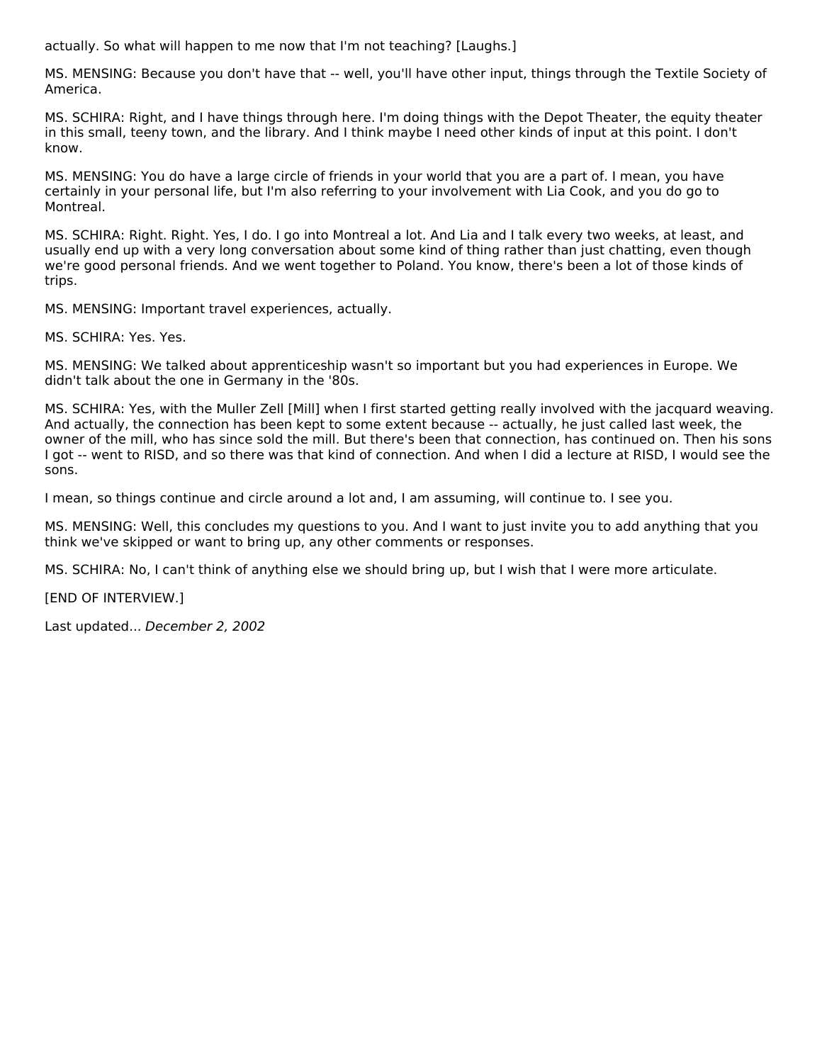actually. So what will happen to me now that I'm not teaching? [Laughs.]

MS. MENSING: Because you don't have that -- well, you'll have other input, things through the Textile Society of America.

MS. SCHIRA: Right, and I have things through here. I'm doing things with the Depot Theater, the equity theater in this small, teeny town, and the library. And I think maybe I need other kinds of input at this point. I don't know.

MS. MENSING: You do have a large circle of friends in your world that you are a part of. I mean, you have certainly in your personal life, but I'm also referring to your involvement with Lia Cook, and you do go to Montreal.

MS. SCHIRA: Right. Right. Yes, I do. I go into Montreal a lot. And Lia and I talk every two weeks, at least, and usually end up with a very long conversation about some kind of thing rather than just chatting, even though we're good personal friends. And we went together to Poland. You know, there's been a lot of those kinds of trips.

MS. MENSING: Important travel experiences, actually.

MS. SCHIRA: Yes. Yes.

MS. MENSING: We talked about apprenticeship wasn't so important but you had experiences in Europe. We didn't talk about the one in Germany in the '80s.

MS. SCHIRA: Yes, with the Muller Zell [Mill] when I first started getting really involved with the jacquard weaving. And actually, the connection has been kept to some extent because -- actually, he just called last week, the owner of the mill, who has since sold the mill. But there's been that connection, has continued on. Then his sons I got -- went to RISD, and so there was that kind of connection. And when I did a lecture at RISD, I would see the sons.

I mean, so things continue and circle around a lot and, I am assuming, will continue to. I see you.

MS. MENSING: Well, this concludes my questions to you. And I want to just invite you to add anything that you think we've skipped or want to bring up, any other comments or responses.

MS. SCHIRA: No, I can't think of anything else we should bring up, but I wish that I were more articulate.

[END OF INTERVIEW.]

Last updated... *December 2, 2002*